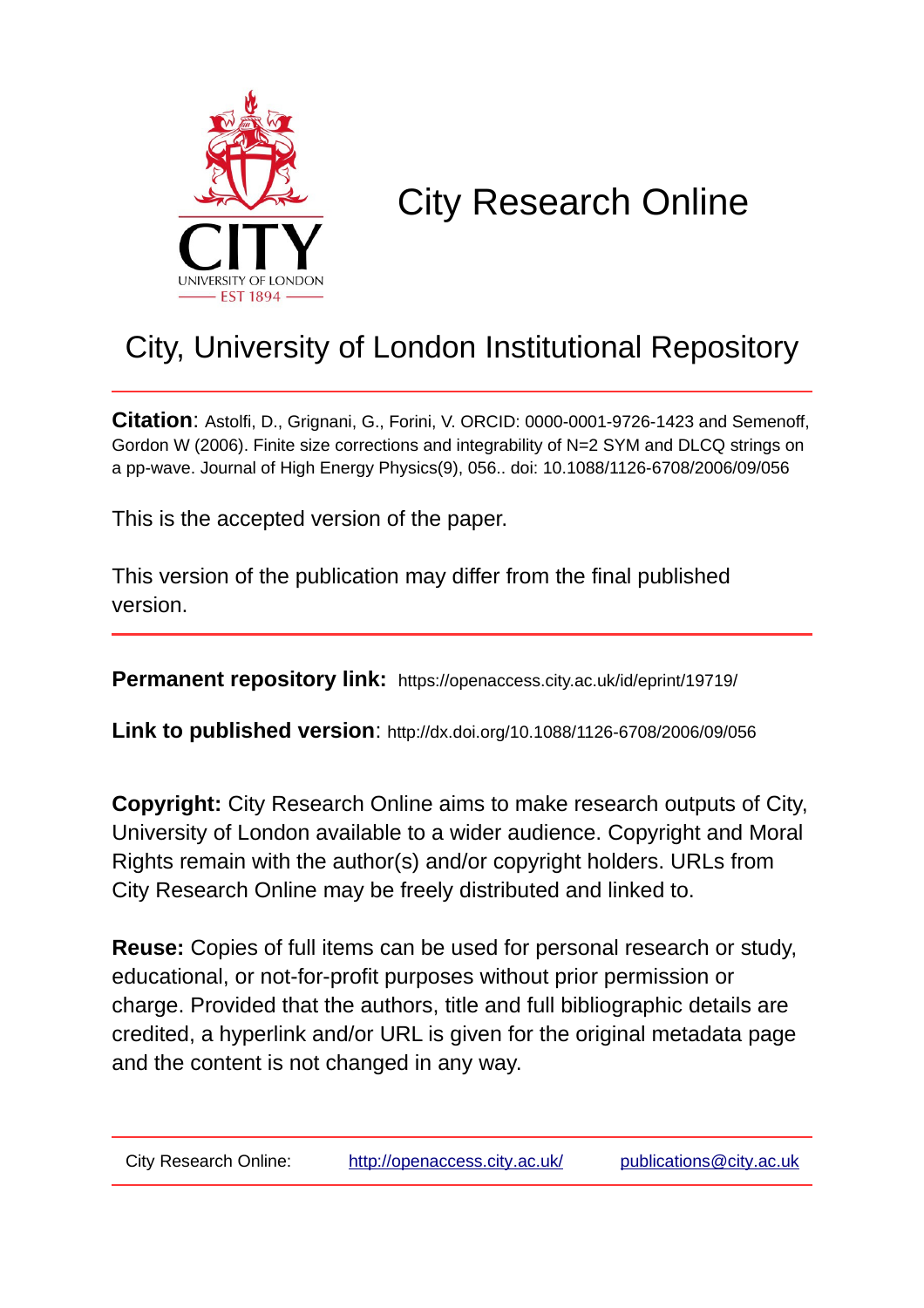# City Research Online

## City, University of London Institutional Repository

**Citation**: Astolfi, D., Grignani, G., Forini, V. ORCID: 0000-0001-9726-1423 and Semenoff, Gordon W (2006). Finite size corrections and integrability of N=2 SYM and DLCQ strings on a pp-wave. Journal of High Energy Physics(9), 056.. doi: 10.1088/1126-6708/2006/09/056

This is the accepted version of the paper.

This version of the publication may differ from the final published version.

---

**Permanent repository link:** https://openaccess.city.ac.uk/id/eprint/19719/

**Link to published version**: http://dx.doi.org/10.1088/1126-6708/2006/09/056

**Copyright:** City Research Online aims to make research outputs of City, University of London available to a wider audience. Copyright and Moral Rights remain with the author(s) and/or copyright holders. URLs from City Research Online may be freely distributed and linked to.

**Reuse:** Copies of full items can be used for personal research or study, educational, or not-for-profit purposes without prior permission or charge. Provided that the authors, title and full bibliographic details are credited, a hyperlink and/or URL is given for the original metadata page and the content is not changed in any way.

---

City Research Online: http://openaccess.city.ac.uk/ publications@city.ac.uk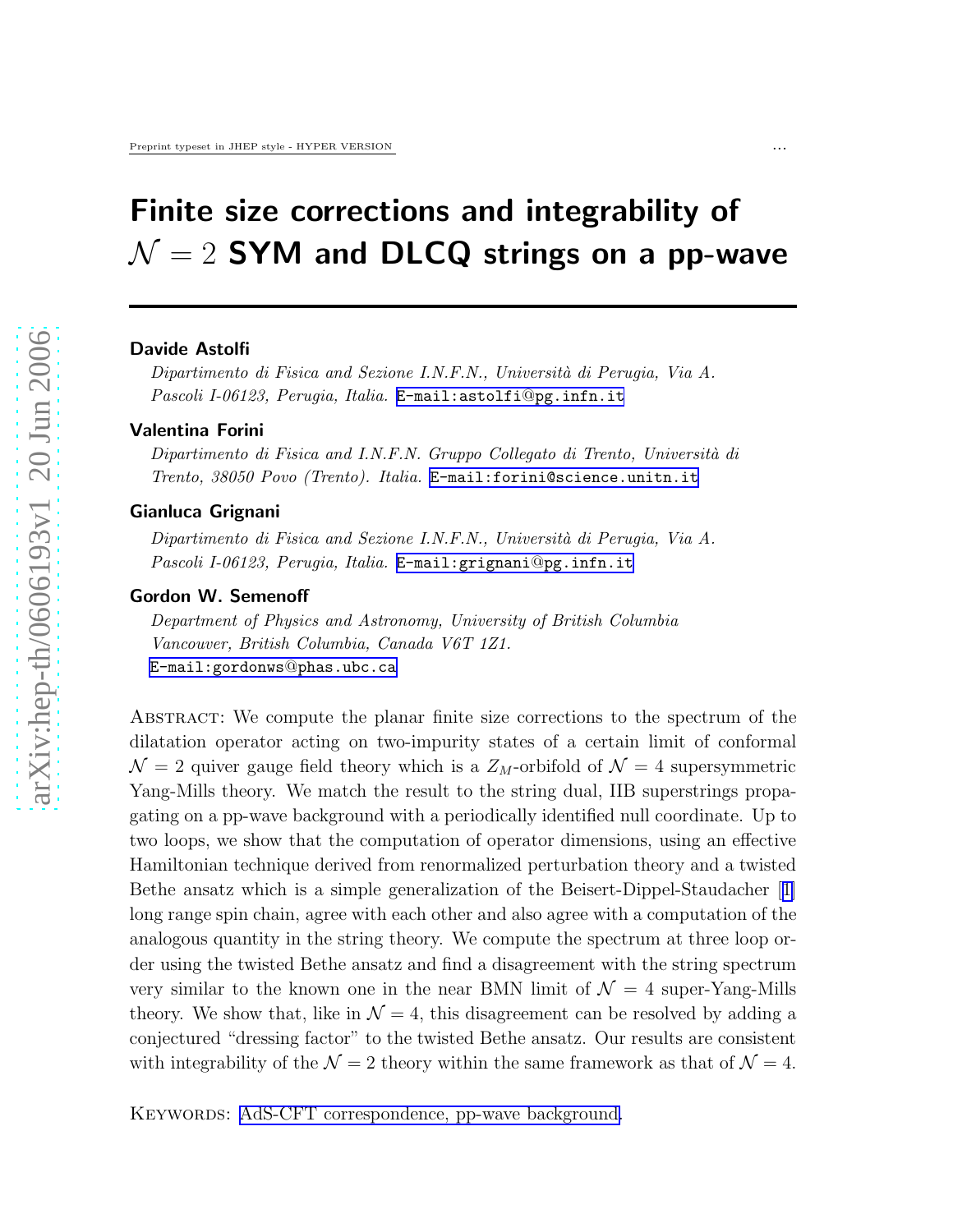# Finite size corrections and integrability of $\mathcal{N} = 2$ SYM and DLCQ strings on a pp-wave

**Davide Astolfi**

*Dipartimento di Fisica and Sezione I.N.F.N., Università di Perugia, Via A. Pascoli I-06123, Perugia, Italia.* E-mail:astolfi@pg.infn.it

**Valentina Forini**

*Dipartimento di Fisica and I.N.F.N. Gruppo Collegato di Trento, Università di Trento, 38050 Povo (Trento). Italia.* E-mail:forini@science.unitn.it

**Gianluca Grignani**

*Dipartimento di Fisica and Sezione I.N.F.N., Università di Perugia, Via A. Pascoli I-06123, Perugia, Italia.* E-mail:grignani@pg.infn.it

**Gordon W. Semenoff**

*Department of Physics and Astronomy, University of British Columbia Vancouver, British Columbia, Canada V6T 1Z1.* E-mail:gordonws@phas.ubc.ca

Abstract: We compute the planar finite size corrections to the spectrum of the dilatation operator acting on two-impurity states of a certain limit of conformal $\mathcal{N} = 2$ quiver gauge field theory which is a $Z_M$-orbifold of $\mathcal{N} = 4$ supersymmetric Yang-Mills theory. We match the result to the string dual, IIB superstrings propagating on a pp-wave background with a periodically identified null coordinate. Up to two loops, we show that the computation of operator dimensions, using an effective Hamiltonian technique derived from renormalized perturbation theory and a twisted Bethe ansatz which is a simple generalization of the Beisert-Dippel-Staudacher [1] long range spin chain, agree with each other and also agree with a computation of the analogous quantity in the string theory. We compute the spectrum at three loop order using the twisted Bethe ansatz and find a disagreement with the string spectrum very similar to the known one in the near BMN limit of $\mathcal{N} = 4$ super-Yang-Mills theory. We show that, like in $\mathcal{N} = 4$, this disagreement can be resolved by adding a conjectured "dressing factor" to the twisted Bethe ansatz. Our results are consistent with integrability of the $\mathcal{N} = 2$ theory within the same framework as that of $\mathcal{N} = 4$.

Keywords: AdS-CFT correspondence, pp-wave background.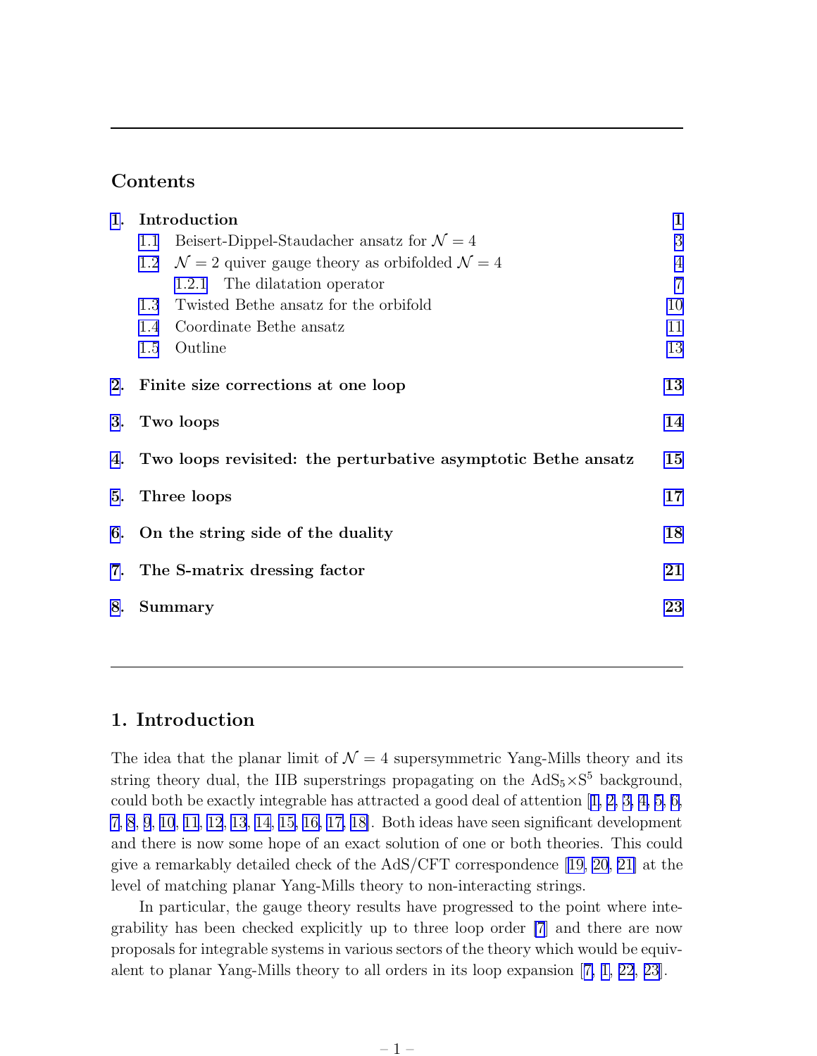## Contents

1. **Introduction** 1
   - 1.1 Beisert-Dippel-Staudacher ansatz for $\mathcal{N} = 4$ 3
   - 1.2 $\mathcal{N} = 2$ quiver gauge theory as orbifolded $\mathcal{N} = 4$ 4
     - 1.2.1 The dilatation operator 7
   - 1.3 Twisted Bethe ansatz for the orbifold 10
   - 1.4 Coordinate Bethe ansatz 11
   - 1.5 Outline 13
2. **Finite size corrections at one loop** 13
3. **Two loops** 14
4. **Two loops revisited: the perturbative asymptotic Bethe ansatz** 15
5. **Three loops** 17
6. **On the string side of the duality** 18
7. **The S-matrix dressing factor** 21
8. **Summary** 23

## 1. Introduction

The idea that the planar limit of $\mathcal{N} = 4$ supersymmetric Yang-Mills theory and its string theory dual, the IIB superstrings propagating on the $\mathrm{AdS}_5 \times \mathrm{S}^5$ background, could both be exactly integrable has attracted a good deal of attention [1, 2, 3, 4, 5, 6, 7, 8, 9, 10, 11, 12, 13, 14, 15, 16, 17, 18]. Both ideas have seen significant development and there is now some hope of an exact solution of one or both theories. This could give a remarkably detailed check of the AdS/CFT correspondence [19, 20, 21] at the level of matching planar Yang-Mills theory to non-interacting strings.

In particular, the gauge theory results have progressed to the point where integrability has been checked explicitly up to three loop order [7] and there are now proposals for integrable systems in various sectors of the theory which would be equivalent to planar Yang-Mills theory to all orders in its loop expansion [7, 1, 22, 23].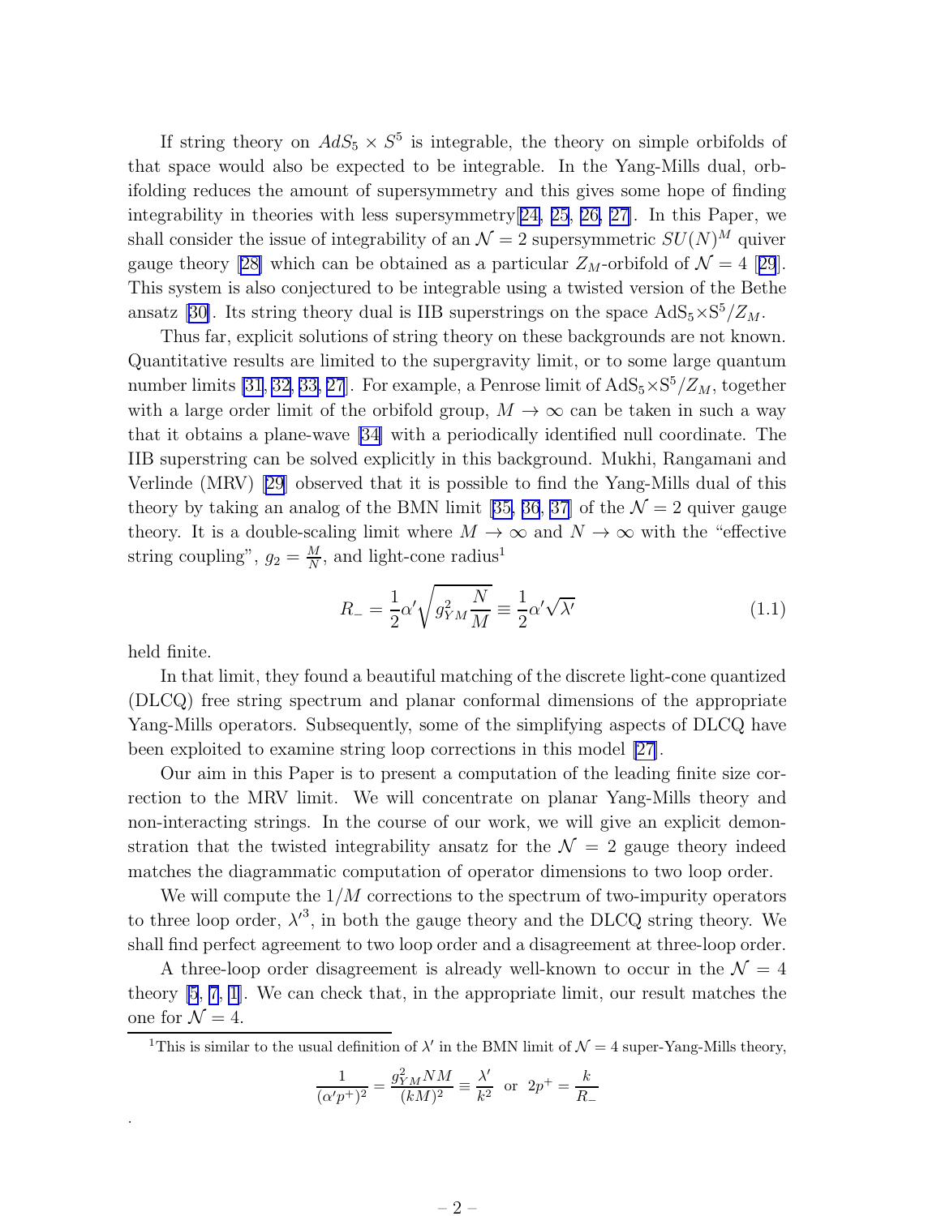If string theory on $AdS_5 \times S^5$ is integrable, the theory on simple orbifolds of that space would also be expected to be integrable. In the Yang-Mills dual, orbifolding reduces the amount of supersymmetry and this gives some hope of finding integrability in theories with less supersymmetry[24, 25, 26, 27]. In this Paper, we shall consider the issue of integrability of an $\mathcal{N}=2$ supersymmetric $SU(N)^M$ quiver gauge theory [28] which can be obtained as a particular $Z_M$-orbifold of $\mathcal{N}=4$ [29]. This system is also conjectured to be integrable using a twisted version of the Bethe ansatz [30]. Its string theory dual is IIB superstrings on the space $\mathrm{AdS}_5 \times \mathrm{S}^5 / Z_M$.

Thus far, explicit solutions of string theory on these backgrounds are not known. Quantitative results are limited to the supergravity limit, or to some large quantum number limits [31, 32, 33, 27]. For example, a Penrose limit of $\mathrm{AdS}_5 \times \mathrm{S}^5 / Z_M$, together with a large order limit of the orbifold group, $M \to \infty$ can be taken in such a way that it obtains a plane-wave [34] with a periodically identified null coordinate. The IIB superstring can be solved explicitly in this background. Mukhi, Rangamani and Verlinde (MRV) [29] observed that it is possible to find the Yang-Mills dual of this theory by taking an analog of the BMN limit [35, 36, 37] of the $\mathcal{N}=2$ quiver gauge theory. It is a double-scaling limit where $M \to \infty$ and $N \to \infty$ with the "effective string coupling", $g_2 = \frac{M}{N}$, and light-cone radius[1]

$$R_- = \frac{1}{2}\alpha' \sqrt{g_{YM}^2 \frac{N}{M}} \equiv \frac{1}{2}\alpha' \sqrt{\lambda'} \tag{1.1}$$

held finite.

In that limit, they found a beautiful matching of the discrete light-cone quantized (DLCQ) free string spectrum and planar conformal dimensions of the appropriate Yang-Mills operators. Subsequently, some of the simplifying aspects of DLCQ have been exploited to examine string loop corrections in this model [27].

Our aim in this Paper is to present a computation of the leading finite size correction to the MRV limit. We will concentrate on planar Yang-Mills theory and non-interacting strings. In the course of our work, we will give an explicit demonstration that the twisted integrability ansatz for the $\mathcal{N}=2$ gauge theory indeed matches the diagrammatic computation of operator dimensions to two loop order.

We will compute the $1/M$ corrections to the spectrum of two-impurity operators to three loop order, $\lambda'^3$, in both the gauge theory and the DLCQ string theory. We shall find perfect agreement to two loop order and a disagreement at three-loop order.

A three-loop order disagreement is already well-known to occur in the $\mathcal{N}=4$ theory [5, 7, 1]. We can check that, in the appropriate limit, our result matches the one for $\mathcal{N}=4$.

---

[1] This is similar to the usual definition of $\lambda'$ in the BMN limit of $\mathcal{N}=4$ super-Yang-Mills theory,

$$\frac{1}{(\alpha' p^+)^2} = \frac{g_{YM}^2 NM}{(kM)^2} \equiv \frac{\lambda'}{k^2} \quad \text{or} \quad 2p^+ = \frac{k}{R_-}$$

.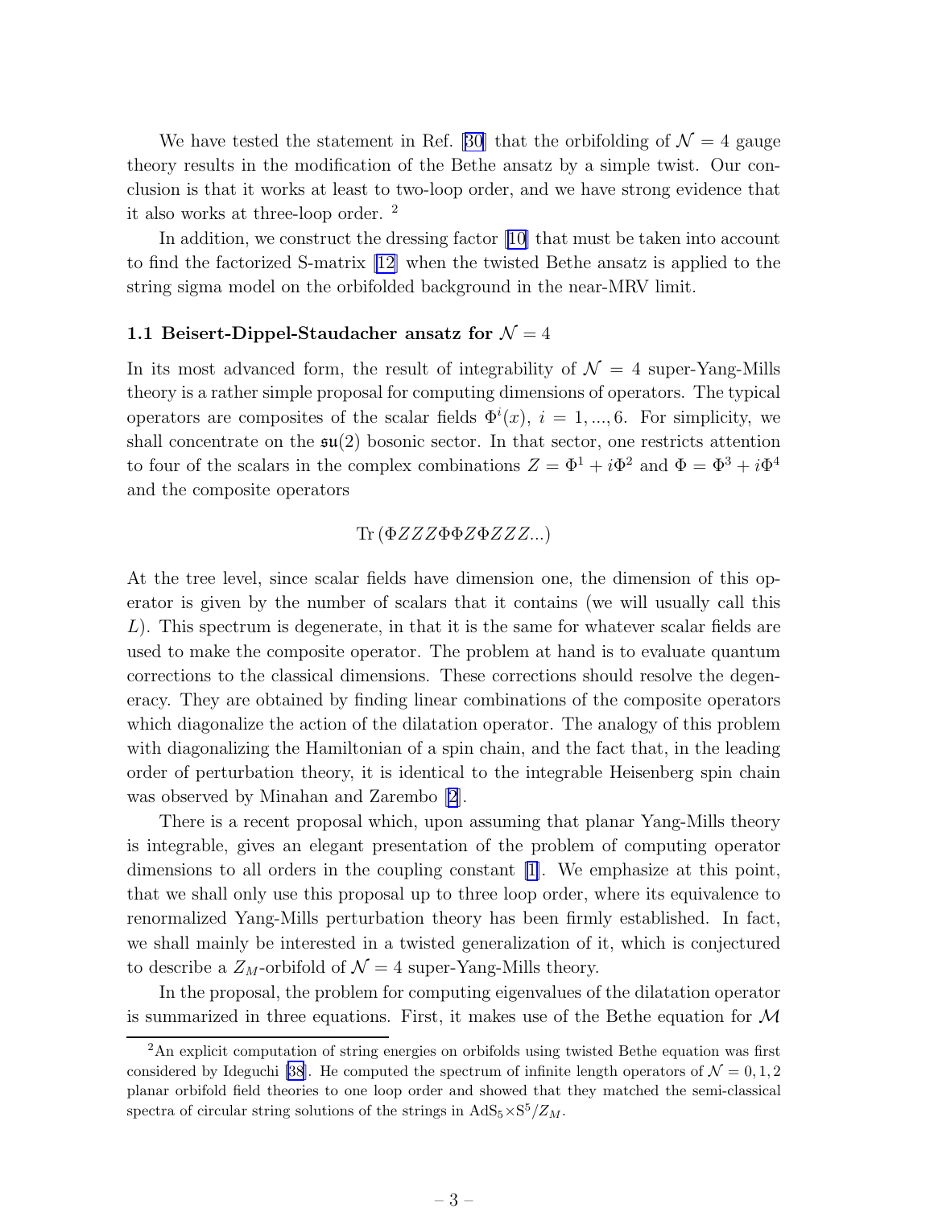We have tested the statement in Ref. [30] that the orbifolding of $\mathcal{N}=4$ gauge theory results in the modification of the Bethe ansatz by a simple twist. Our conclusion is that it works at least to two-loop order, and we have strong evidence that it also works at three-loop order. [2]

In addition, we construct the dressing factor [10] that must be taken into account to find the factorized S-matrix [12] when the twisted Bethe ansatz is applied to the string sigma model on the orbifolded background in the near-MRV limit.

### 1.1 Beisert-Dippel-Staudacher ansatz for $\mathcal{N}=4$

In its most advanced form, the result of integrability of $\mathcal{N}=4$ super-Yang-Mills theory is a rather simple proposal for computing dimensions of operators. The typical operators are composites of the scalar fields $\Phi^i(x)$, $i=1,...,6$. For simplicity, we shall concentrate on the $\mathfrak{su}(2)$ bosonic sector. In that sector, one restricts attention to four of the scalars in the complex combinations $Z=\Phi^1+i\Phi^2$ and $\Phi=\Phi^3+i\Phi^4$ and the composite operators

$$\mathrm{Tr}\,(\Phi ZZZ\Phi\Phi Z\Phi ZZZ...)$$

At the tree level, since scalar fields have dimension one, the dimension of this operator is given by the number of scalars that it contains (we will usually call this $L$). This spectrum is degenerate, in that it is the same for whatever scalar fields are used to make the composite operator. The problem at hand is to evaluate quantum corrections to the classical dimensions. These corrections should resolve the degeneracy. They are obtained by finding linear combinations of the composite operators which diagonalize the action of the dilatation operator. The analogy of this problem with diagonalizing the Hamiltonian of a spin chain, and the fact that, in the leading order of perturbation theory, it is identical to the integrable Heisenberg spin chain was observed by Minahan and Zarembo [2].

There is a recent proposal which, upon assuming that planar Yang-Mills theory is integrable, gives an elegant presentation of the problem of computing operator dimensions to all orders in the coupling constant [1]. We emphasize at this point, that we shall only use this proposal up to three loop order, where its equivalence to renormalized Yang-Mills perturbation theory has been firmly established. In fact, we shall mainly be interested in a twisted generalization of it, which is conjectured to describe a $Z_M$-orbifold of $\mathcal{N}=4$ super-Yang-Mills theory.

In the proposal, the problem for computing eigenvalues of the dilatation operator is summarized in three equations. First, it makes use of the Bethe equation for $\mathcal{M}$

[2] An explicit computation of string energies on orbifolds using twisted Bethe equation was first considered by Ideguchi [38]. He computed the spectrum of infinite length operators of $\mathcal{N}=0,1,2$ planar orbifold field theories to one loop order and showed that they matched the semi-classical spectra of circular string solutions of the strings in $\mathrm{AdS}_5\times\mathrm{S}^5/Z_M$.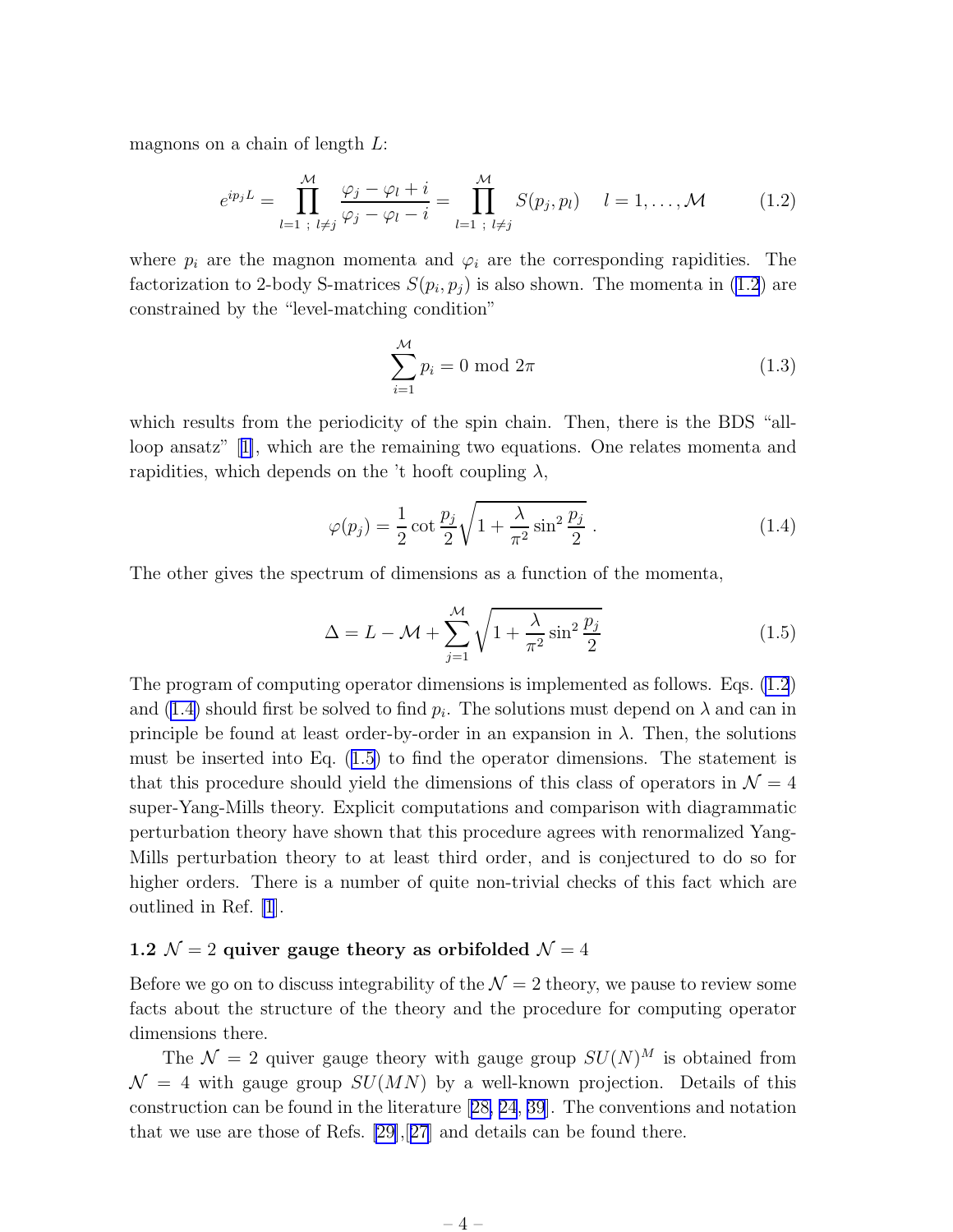magnons on a chain of length $L$:

$$e^{ip_j L} = \prod_{l=1\ ;\ l\neq j}^{\mathcal{M}} \frac{\varphi_j - \varphi_l + i}{\varphi_j - \varphi_l - i} = \prod_{l=1\ ;\ l\neq j}^{\mathcal{M}} S(p_j, p_l) \quad l = 1, \ldots, \mathcal{M} \tag{1.2}$$

where $p_i$ are the magnon momenta and $\varphi_i$ are the corresponding rapidities. The factorization to 2-body S-matrices $S(p_i, p_j)$ is also shown. The momenta in (1.2) are constrained by the "level-matching condition"

$$\sum_{i=1}^{\mathcal{M}} p_i = 0 \bmod 2\pi \tag{1.3}$$

which results from the periodicity of the spin chain. Then, there is the BDS "all-loop ansatz" [1], which are the remaining two equations. One relates momenta and rapidities, which depends on the 't hooft coupling $\lambda$,

$$\varphi(p_j) = \frac{1}{2}\cot\frac{p_j}{2}\sqrt{1 + \frac{\lambda}{\pi^2}\sin^2\frac{p_j}{2}}\ . \tag{1.4}$$

The other gives the spectrum of dimensions as a function of the momenta,

$$\Delta = L - \mathcal{M} + \sum_{j=1}^{\mathcal{M}} \sqrt{1 + \frac{\lambda}{\pi^2}\sin^2\frac{p_j}{2}} \tag{1.5}$$

The program of computing operator dimensions is implemented as follows. Eqs. (1.2) and (1.4) should first be solved to find $p_i$. The solutions must depend on $\lambda$ and can in principle be found at least order-by-order in an expansion in $\lambda$. Then, the solutions must be inserted into Eq. (1.5) to find the operator dimensions. The statement is that this procedure should yield the dimensions of this class of operators in $\mathcal{N} = 4$ super-Yang-Mills theory. Explicit computations and comparison with diagrammatic perturbation theory have shown that this procedure agrees with renormalized Yang-Mills perturbation theory to at least third order, and is conjectured to do so for higher orders. There is a number of quite non-trivial checks of this fact which are outlined in Ref. [1].

### 1.2 $\mathcal{N} = 2$ quiver gauge theory as orbifolded $\mathcal{N} = 4$

Before we go on to discuss integrability of the $\mathcal{N} = 2$ theory, we pause to review some facts about the structure of the theory and the procedure for computing operator dimensions there.

The $\mathcal{N} = 2$ quiver gauge theory with gauge group $SU(N)^M$ is obtained from $\mathcal{N} = 4$ with gauge group $SU(MN)$ by a well-known projection. Details of this construction can be found in the literature [28, 24, 39]. The conventions and notation that we use are those of Refs. [29],[27] and details can be found there.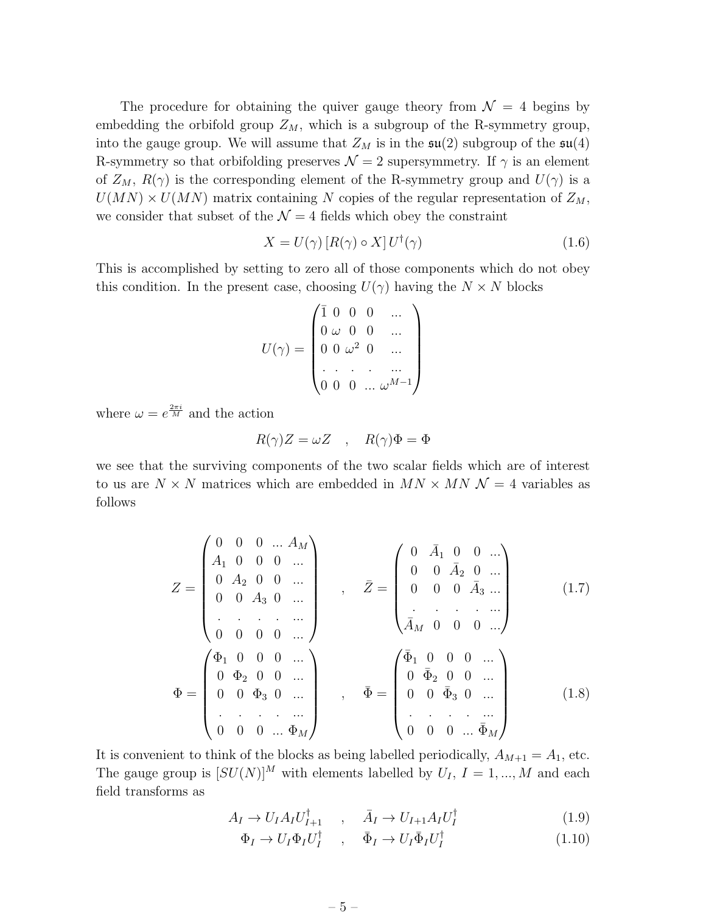The procedure for obtaining the quiver gauge theory from $\mathcal{N}=4$ begins by embedding the orbifold group $Z_M$, which is a subgroup of the R-symmetry group, into the gauge group. We will assume that $Z_M$ is in the $\mathfrak{su}(2)$ subgroup of the $\mathfrak{su}(4)$ R-symmetry so that orbifolding preserves $\mathcal{N}=2$ supersymmetry. If $\gamma$ is an element of $Z_M$, $R(\gamma)$ is the corresponding element of the R-symmetry group and $U(\gamma)$ is a $U(MN)\times U(MN)$ matrix containing $N$ copies of the regular representation of $Z_M$, we consider that subset of the $\mathcal{N}=4$ fields which obey the constraint

$$X = U(\gamma)\left[R(\gamma)\circ X\right]U^\dagger(\gamma) \tag{1.6}$$

This is accomplished by setting to zero all of those components which do not obey this condition. In the present case, choosing $U(\gamma)$ having the $N\times N$ blocks

$$U(\gamma)=\begin{pmatrix} \bar{1} & 0 & 0 & 0 & ... \\ 0 & \omega & 0 & 0 & ... \\ 0 & 0 & \omega^2 & 0 & ... \\ . & . & . & . & ... \\ 0 & 0 & 0 & ... & \omega^{M-1} \end{pmatrix}$$

where $\omega = e^{\frac{2\pi i}{M}}$ and the action

$$R(\gamma)Z=\omega Z \quad , \quad R(\gamma)\Phi=\Phi$$

we see that the surviving components of the two scalar fields which are of interest to us are $N\times N$ matrices which are embedded in $MN\times MN$ $\mathcal{N}=4$ variables as follows

$$Z=\begin{pmatrix} 0 & 0 & 0 & ... & A_M \\ A_1 & 0 & 0 & 0 & ... \\ 0 & A_2 & 0 & 0 & ... \\ 0 & 0 & A_3 & 0 & ... \\ . & . & . & . & ... \\ 0 & 0 & 0 & 0 & ... \end{pmatrix} \quad , \quad \bar{Z}=\begin{pmatrix} 0 & \bar{A}_1 & 0 & 0 & ... \\ 0 & 0 & \bar{A}_2 & 0 & ... \\ 0 & 0 & 0 & \bar{A}_3 & ... \\ . & . & . & . & ... \\ \bar{A}_M & 0 & 0 & 0 & ... \end{pmatrix} \tag{1.7}$$

$$\Phi=\begin{pmatrix} \Phi_1 & 0 & 0 & 0 & ... \\ 0 & \Phi_2 & 0 & 0 & ... \\ 0 & 0 & \Phi_3 & 0 & ... \\ . & . & . & . & ... \\ 0 & 0 & 0 & ... & \Phi_M \end{pmatrix} \quad , \quad \bar{\Phi}=\begin{pmatrix} \bar{\Phi}_1 & 0 & 0 & 0 & ... \\ 0 & \bar{\Phi}_2 & 0 & 0 & ... \\ 0 & 0 & \bar{\Phi}_3 & 0 & ... \\ . & . & . & . & ... \\ 0 & 0 & 0 & ... & \bar{\Phi}_M \end{pmatrix} \tag{1.8}$$

It is convenient to think of the blocks as being labelled periodically, $A_{M+1}=A_1$, etc. The gauge group is $[SU(N)]^M$ with elements labelled by $U_I$, $I=1,...,M$ and each field transforms as

$$A_I \to U_I A_I U_{I+1}^\dagger \quad , \quad \bar{A}_I \to U_{I+1} A_I U_I^\dagger \tag{1.9}$$

$$\Phi_I \to U_I \Phi_I U_I^\dagger \quad , \quad \bar{\Phi}_I \to U_I \bar{\Phi}_I U_I^\dagger \tag{1.10}$$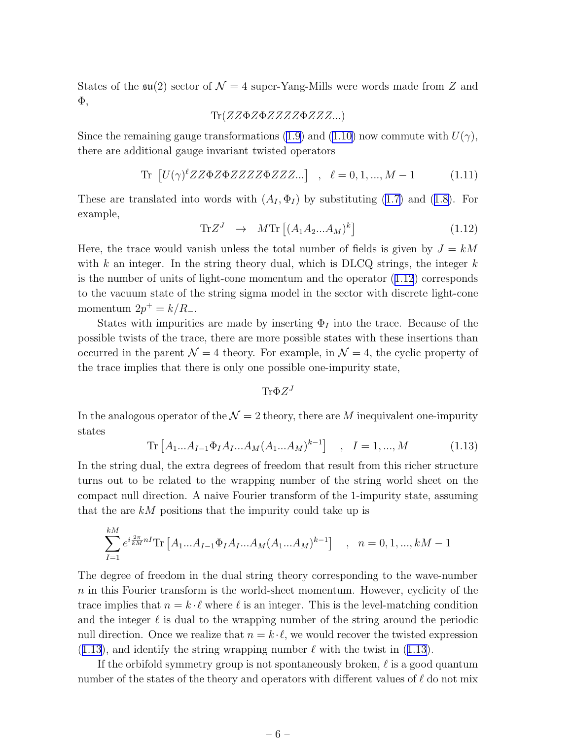States of the $\mathfrak{su}(2)$ sector of $\mathcal{N}=4$ super-Yang-Mills were words made from $Z$ and $\Phi$,

$$\mathrm{Tr}(ZZ\Phi Z\Phi ZZZZ\Phi ZZZ...)$$

Since the remaining gauge transformations (1.9) and (1.10) now commute with $U(\gamma)$, there are additional gauge invariant twisted operators

$$\mathrm{Tr}\ \left[U(\gamma)^{\ell} ZZ\Phi Z\Phi ZZZZ\Phi ZZZ...\right] \quad , \quad \ell = 0,1,...,M-1 \tag{1.11}$$

These are translated into words with $(A_I, \Phi_I)$ by substituting (1.7) and (1.8). For example,

$$\mathrm{Tr}Z^J \quad \rightarrow \quad M\mathrm{Tr}\left[(A_1 A_2 ... A_M)^k\right] \tag{1.12}$$

Here, the trace would vanish unless the total number of fields is given by $J = kM$ with $k$ an integer. In the string theory dual, which is DLCQ strings, the integer $k$ is the number of units of light-cone momentum and the operator (1.12) corresponds to the vacuum state of the string sigma model in the sector with discrete light-cone momentum $2p^+ = k/R_-$.

States with impurities are made by inserting $\Phi_I$ into the trace. Because of the possible twists of the trace, there are more possible states with these insertions than occurred in the parent $\mathcal{N}=4$ theory. For example, in $\mathcal{N}=4$, the cyclic property of the trace implies that there is only one possible one-impurity state,

$$\mathrm{Tr}\Phi Z^J$$

In the analogous operator of the $\mathcal{N}=2$ theory, there are $M$ inequivalent one-impurity states

$$\mathrm{Tr}\left[A_1 ... A_{I-1}\Phi_I A_I ... A_M (A_1 ... A_M)^{k-1}\right] \quad , \quad I = 1,...,M \tag{1.13}$$

In the string dual, the extra degrees of freedom that result from this richer structure turns out to be related to the wrapping number of the string world sheet on the compact null direction. A naive Fourier transform of the 1-impurity state, assuming that the are $kM$ positions that the impurity could take up is

$$\sum_{I=1}^{kM} e^{i\frac{2\pi}{kM}nI}\mathrm{Tr}\left[A_1 ... A_{I-1}\Phi_I A_I ... A_M (A_1 ... A_M)^{k-1}\right] \quad , \quad n = 0,1,...,kM-1$$

The degree of freedom in the dual string theory corresponding to the wave-number $n$ in this Fourier transform is the world-sheet momentum. However, cyclicity of the trace implies that $n = k\cdot\ell$ where $\ell$ is an integer. This is the level-matching condition and the integer $\ell$ is dual to the wrapping number of the string around the periodic null direction. Once we realize that $n = k\cdot\ell$, we would recover the twisted expression (1.13), and identify the string wrapping number $\ell$ with the twist in (1.13).

If the orbifold symmetry group is not spontaneously broken, $\ell$ is a good quantum number of the states of the theory and operators with different values of $\ell$ do not mix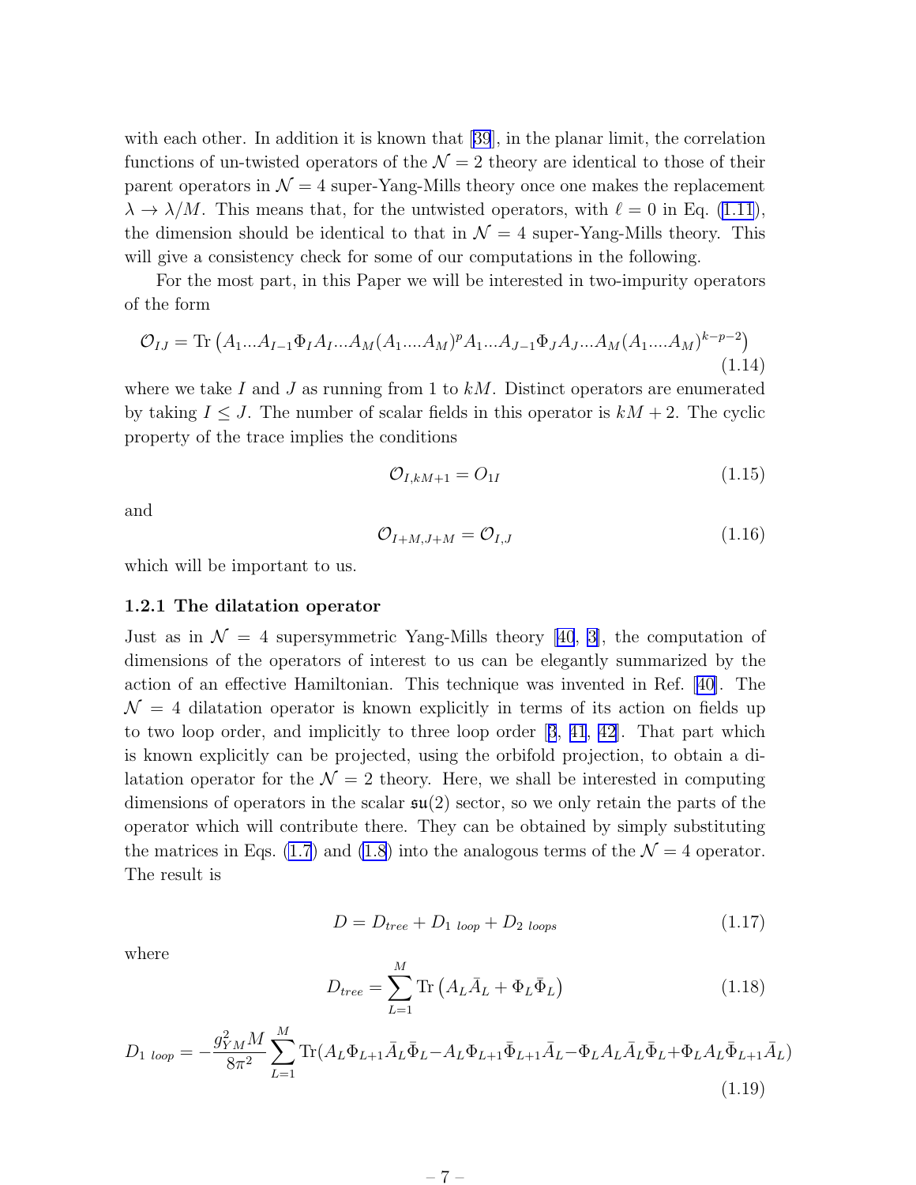with each other. In addition it is known that [39], in the planar limit, the correlation functions of un-twisted operators of the $\mathcal{N}=2$ theory are identical to those of their parent operators in $\mathcal{N}=4$ super-Yang-Mills theory once one makes the replacement $\lambda \to \lambda/M$. This means that, for the untwisted operators, with $\ell = 0$ in Eq. (1.11), the dimension should be identical to that in $\mathcal{N}=4$ super-Yang-Mills theory. This will give a consistency check for some of our computations in the following.

For the most part, in this Paper we will be interested in two-impurity operators of the form

$$\mathcal{O}_{IJ} = \mathrm{Tr}\left(A_1 ... A_{I-1}\Phi_I A_I ... A_M (A_1....A_M)^p A_1 ... A_{J-1}\Phi_J A_J ... A_M (A_1....A_M)^{k-p-2}\right) \tag{1.14}$$

where we take $I$ and $J$ as running from 1 to $kM$. Distinct operators are enumerated by taking $I \leq J$. The number of scalar fields in this operator is $kM+2$. The cyclic property of the trace implies the conditions

$$\mathcal{O}_{I,kM+1} = O_{1I} \tag{1.15}$$

and

$$\mathcal{O}_{I+M,J+M} = \mathcal{O}_{I,J} \tag{1.16}$$

which will be important to us.

### 1.2.1 The dilatation operator

Just as in $\mathcal{N}=4$ supersymmetric Yang-Mills theory [40, 3], the computation of dimensions of the operators of interest to us can be elegantly summarized by the action of an effective Hamiltonian. This technique was invented in Ref. [40]. The $\mathcal{N}=4$ dilatation operator is known explicitly in terms of its action on fields up to two loop order, and implicitly to three loop order [3, 41, 42]. That part which is known explicitly can be projected, using the orbifold projection, to obtain a dilatation operator for the $\mathcal{N}=2$ theory. Here, we shall be interested in computing dimensions of operators in the scalar $\mathfrak{su}(2)$ sector, so we only retain the parts of the operator which will contribute there. They can be obtained by simply substituting the matrices in Eqs. (1.7) and (1.8) into the analogous terms of the $\mathcal{N}=4$ operator. The result is

$$D = D_{tree} + D_{1\ loop} + D_{2\ loops} \tag{1.17}$$

where

$$D_{tree} = \sum_{L=1}^{M} \mathrm{Tr}\left(A_L \bar{A}_L + \Phi_L \bar{\Phi}_L\right) \tag{1.18}$$

$$D_{1\ loop} = -\frac{g_{YM}^2 M}{8\pi^2}\sum_{L=1}^{M}\mathrm{Tr}(A_L\Phi_{L+1}\bar{A}_L\bar{\Phi}_L - A_L\Phi_{L+1}\bar{\Phi}_{L+1}\bar{A}_L - \Phi_L A_L \bar{A}_L\bar{\Phi}_L + \Phi_L A_L\bar{\Phi}_{L+1}\bar{A}_L) \tag{1.19}$$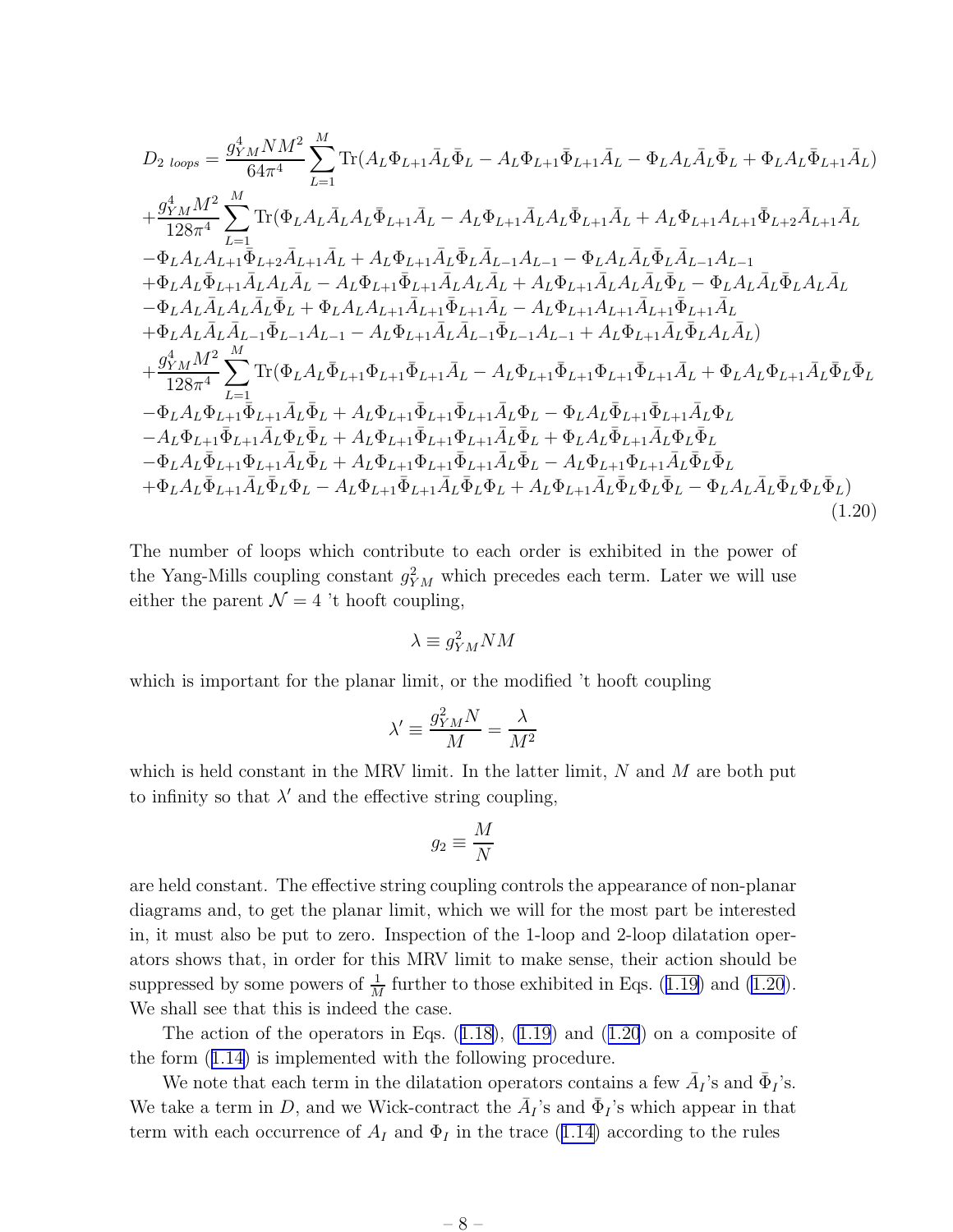$$
\begin{aligned}
D_{2\ loops} =& \frac{g_{YM}^4 N M^2}{64\pi^4} \sum_{L=1}^{M} \mathrm{Tr}(A_L \Phi_{L+1} \bar{A}_L \bar{\Phi}_L - A_L \Phi_{L+1} \bar{\Phi}_{L+1} \bar{A}_L - \Phi_L A_L \bar{A}_L \bar{\Phi}_L + \Phi_L A_L \bar{\Phi}_{L+1} \bar{A}_L) \\
&+ \frac{g_{YM}^4 M^2}{128\pi^4} \sum_{L=1}^{M} \mathrm{Tr}(\Phi_L A_L \bar{A}_L A_L \bar{\Phi}_{L+1} \bar{A}_L - A_L \Phi_{L+1} \bar{A}_L A_L \bar{\Phi}_{L+1} \bar{A}_L + A_L \Phi_{L+1} A_{L+1} \bar{\Phi}_{L+2} \bar{A}_{L+1} \bar{A}_L \\
&- \Phi_L A_L A_{L+1} \bar{\Phi}_{L+2} \bar{A}_{L+1} \bar{A}_L + A_L \Phi_{L+1} \bar{A}_L \bar{\Phi}_L \bar{A}_{L-1} A_{L-1} - \Phi_L A_L \bar{A}_L \bar{\Phi}_L \bar{A}_{L-1} A_{L-1} \\
&+ \Phi_L A_L \bar{\Phi}_{L+1} \bar{A}_L A_L \bar{A}_L - A_L \Phi_{L+1} \bar{\Phi}_{L+1} \bar{A}_L A_L \bar{A}_L + A_L \Phi_{L+1} \bar{A}_L A_L \bar{A}_L \bar{\Phi}_L - \Phi_L A_L \bar{A}_L \bar{\Phi}_L A_L \bar{A}_L \\
&- \Phi_L A_L \bar{A}_L A_L \bar{A}_L \bar{\Phi}_L + \Phi_L A_L A_{L+1} \bar{A}_{L+1} \bar{\Phi}_{L+1} \bar{A}_L - A_L \Phi_{L+1} A_{L+1} \bar{A}_{L+1} \bar{\Phi}_{L+1} \bar{A}_L \\
&+ \Phi_L A_L \bar{A}_L \bar{A}_{L-1} \bar{\Phi}_{L-1} A_{L-1} - A_L \Phi_{L+1} \bar{A}_L \bar{A}_{L-1} \bar{\Phi}_{L-1} A_{L-1} + A_L \Phi_{L+1} \bar{A}_L \bar{\Phi}_L A_L \bar{A}_L) \\
&+ \frac{g_{YM}^4 M^2}{128\pi^4} \sum_{L=1}^{M} \mathrm{Tr}(\Phi_L A_L \bar{\Phi}_{L+1} \Phi_{L+1} \bar{\Phi}_{L+1} \bar{A}_L - A_L \Phi_{L+1} \bar{\Phi}_{L+1} \Phi_{L+1} \bar{\Phi}_{L+1} \bar{A}_L + \Phi_L A_L \Phi_{L+1} \bar{A}_L \bar{\Phi}_L \bar{\Phi}_L \\
&- \Phi_L A_L \Phi_{L+1} \bar{\Phi}_{L+1} \bar{A}_L \bar{\Phi}_L + A_L \Phi_{L+1} \bar{\Phi}_{L+1} \bar{\Phi}_{L+1} \bar{A}_L \Phi_L - \Phi_L A_L \bar{\Phi}_{L+1} \bar{\Phi}_{L+1} \bar{A}_L \Phi_L \\
&- A_L \Phi_{L+1} \bar{\Phi}_{L+1} \bar{A}_L \Phi_L \bar{\Phi}_L + A_L \Phi_{L+1} \bar{\Phi}_{L+1} \Phi_{L+1} \bar{A}_L \bar{\Phi}_L + \Phi_L A_L \bar{\Phi}_{L+1} \bar{A}_L \Phi_L \bar{\Phi}_L \\
&- \Phi_L A_L \bar{\Phi}_{L+1} \Phi_{L+1} \bar{A}_L \bar{\Phi}_L + A_L \Phi_{L+1} \Phi_{L+1} \bar{\Phi}_{L+1} \bar{A}_L \bar{\Phi}_L - A_L \Phi_{L+1} \Phi_{L+1} \bar{A}_L \bar{\Phi}_L \bar{\Phi}_L \\
&+ \Phi_L A_L \bar{\Phi}_{L+1} \bar{A}_L \bar{\Phi}_L \Phi_L - A_L \Phi_{L+1} \bar{\Phi}_{L+1} \bar{A}_L \bar{\Phi}_L \Phi_L + A_L \Phi_{L+1} \bar{A}_L \bar{\Phi}_L \Phi_L \bar{\Phi}_L - \Phi_L A_L \bar{A}_L \bar{\Phi}_L \Phi_L \bar{\Phi}_L)
\end{aligned}
\tag{1.20}
$$

The number of loops which contribute to each order is exhibited in the power of the Yang-Mills coupling constant $g_{YM}^2$ which precedes each term. Later we will use either the parent $\mathcal{N}=4$ 't hooft coupling,

$$
\lambda \equiv g_{YM}^2 N M
$$

which is important for the planar limit, or the modified 't hooft coupling

$$
\lambda' \equiv \frac{g_{YM}^2 N}{M} = \frac{\lambda}{M^2}
$$

which is held constant in the MRV limit. In the latter limit, $N$ and $M$ are both put to infinity so that $\lambda'$ and the effective string coupling,

$$
g_2 \equiv \frac{M}{N}
$$

are held constant. The effective string coupling controls the appearance of non-planar diagrams and, to get the planar limit, which we will for the most part be interested in, it must also be put to zero. Inspection of the 1-loop and 2-loop dilatation operators shows that, in order for this MRV limit to make sense, their action should be suppressed by some powers of $\frac{1}{M}$ further to those exhibited in Eqs. (1.19) and (1.20). We shall see that this is indeed the case.

The action of the operators in Eqs. (1.18), (1.19) and (1.20) on a composite of the form (1.14) is implemented with the following procedure.

We note that each term in the dilatation operators contains a few $\bar{A}_I$'s and $\bar{\Phi}_I$'s. We take a term in $D$, and we Wick-contract the $\bar{A}_I$'s and $\bar{\Phi}_I$'s which appear in that term with each occurrence of $A_I$ and $\Phi_I$ in the trace (1.14) according to the rules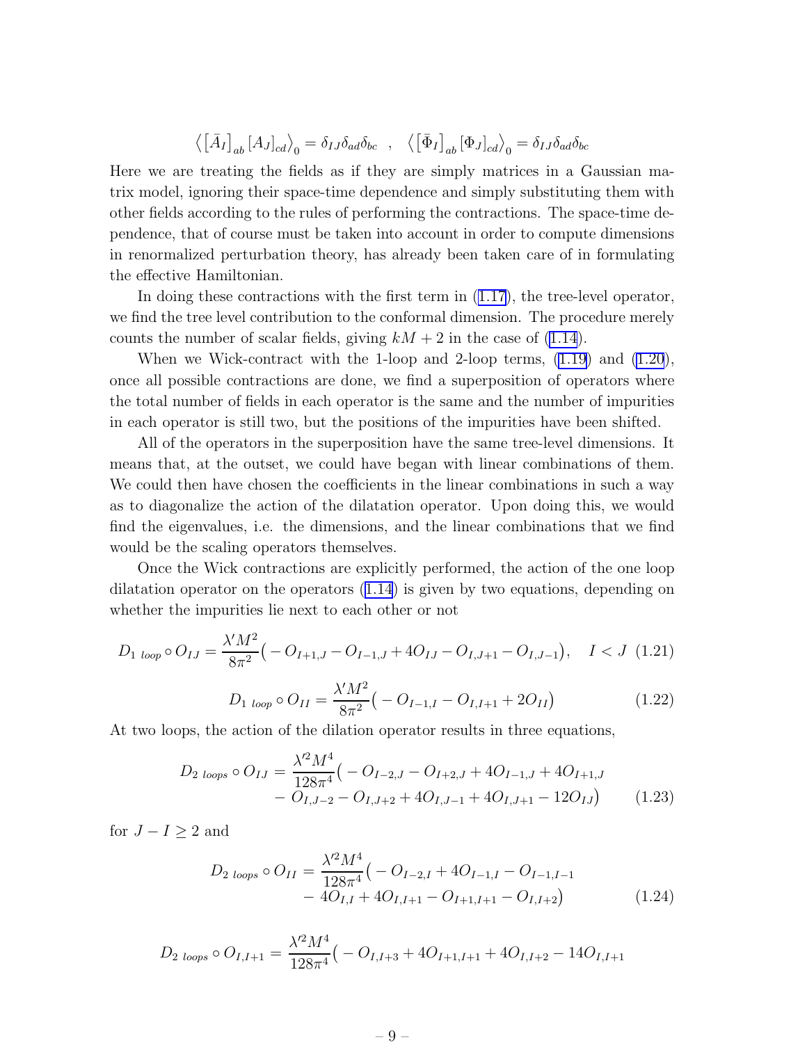$$\left\langle \left[\bar{A}_I\right]_{ab} \left[A_J\right]_{cd} \right\rangle_0 = \delta_{IJ}\delta_{ad}\delta_{bc} \quad , \quad \left\langle \left[\bar{\Phi}_I\right]_{ab} \left[\Phi_J\right]_{cd} \right\rangle_0 = \delta_{IJ}\delta_{ad}\delta_{bc}$$

Here we are treating the fields as if they are simply matrices in a Gaussian matrix model, ignoring their space-time dependence and simply substituting them with other fields according to the rules of performing the contractions. The space-time dependence, that of course must be taken into account in order to compute dimensions in renormalized perturbation theory, has already been taken care of in formulating the effective Hamiltonian.

In doing these contractions with the first term in (1.17), the tree-level operator, we find the tree level contribution to the conformal dimension. The procedure merely counts the number of scalar fields, giving $kM + 2$ in the case of (1.14).

When we Wick-contract with the 1-loop and 2-loop terms, (1.19) and (1.20), once all possible contractions are done, we find a superposition of operators where the total number of fields in each operator is the same and the number of impurities in each operator is still two, but the positions of the impurities have been shifted.

All of the operators in the superposition have the same tree-level dimensions. It means that, at the outset, we could have began with linear combinations of them. We could then have chosen the coefficients in the linear combinations in such a way as to diagonalize the action of the dilatation operator. Upon doing this, we would find the eigenvalues, i.e. the dimensions, and the linear combinations that we find would be the scaling operators themselves.

Once the Wick contractions are explicitly performed, the action of the one loop dilatation operator on the operators (1.14) is given by two equations, depending on whether the impurities lie next to each other or not

$$D_{1\ loop} \circ O_{IJ} = \frac{\lambda' M^2}{8\pi^2}\big( - O_{I+1,J} - O_{I-1,J} + 4O_{IJ} - O_{I,J+1} - O_{I,J-1}\big), \quad I < J \tag{1.21}$$

$$D_{1\ loop} \circ O_{II} = \frac{\lambda' M^2}{8\pi^2}\big( - O_{I-1,I} - O_{I,I+1} + 2O_{II}\big) \tag{1.22}$$

At two loops, the action of the dilation operator results in three equations,

$$\begin{aligned} D_{2\ loops} \circ O_{IJ} = \frac{\lambda'^2 M^4}{128\pi^4}\big( &- O_{I-2,J} - O_{I+2,J} + 4O_{I-1,J} + 4O_{I+1,J} \\ &- O_{I,J-2} - O_{I,J+2} + 4O_{I,J-1} + 4O_{I,J+1} - 12O_{IJ}\big) \end{aligned} \tag{1.23}$$

for $J - I \geq 2$ and

$$\begin{aligned} D_{2\ loops} \circ O_{II} = \frac{\lambda'^2 M^4}{128\pi^4}\big( &- O_{I-2,I} + 4O_{I-1,I} - O_{I-1,I-1} \\ &- 4O_{I,I} + 4O_{I,I+1} - O_{I+1,I+1} - O_{I,I+2}\big) \end{aligned} \tag{1.24}$$

$$D_{2\ loops} \circ O_{I,I+1} = \frac{\lambda'^2 M^4}{128\pi^4}\big( - O_{I,I+3} + 4O_{I+1,I+1} + 4O_{I,I+2} - 14O_{I,I+1}$$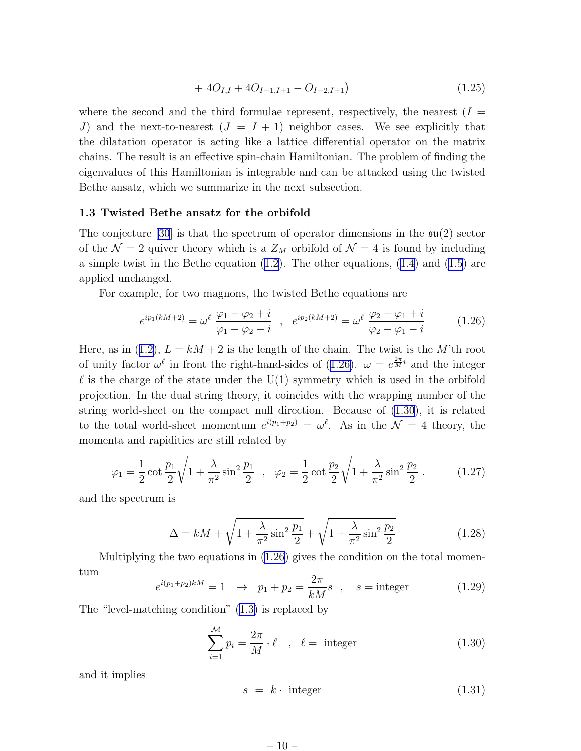$$+ 4O_{I,I} + 4O_{I-1,I+1} - O_{I-2,I+1}\Big) \tag{1.25}$$

where the second and the third formulae represent, respectively, the nearest ($I = J$) and the next-to-nearest ($J = I + 1$) neighbor cases. We see explicitly that the dilatation operator is acting like a lattice differential operator on the matrix chains. The result is an effective spin-chain Hamiltonian. The problem of finding the eigenvalues of this Hamiltonian is integrable and can be attacked using the twisted Bethe ansatz, which we summarize in the next subsection.

### 1.3 Twisted Bethe ansatz for the orbifold

The conjecture [30] is that the spectrum of operator dimensions in the $\mathfrak{su}(2)$ sector of the $\mathcal{N} = 2$ quiver theory which is a $Z_M$ orbifold of $\mathcal{N} = 4$ is found by including a simple twist in the Bethe equation (1.2). The other equations, (1.4) and (1.5) are applied unchanged.

For example, for two magnons, the twisted Bethe equations are

$$e^{ip_1(kM+2)} = \omega^\ell \, \frac{\varphi_1 - \varphi_2 + i}{\varphi_1 - \varphi_2 - i} \quad , \quad e^{ip_2(kM+2)} = \omega^\ell \, \frac{\varphi_2 - \varphi_1 + i}{\varphi_2 - \varphi_1 - i} \tag{1.26}$$

Here, as in (1.2), $L = kM + 2$ is the length of the chain. The twist is the $M$'th root of unity factor $\omega^\ell$ in front the right-hand-sides of (1.26). $\omega = e^{\frac{2\pi}{M}i}$ and the integer $\ell$ is the charge of the state under the U(1) symmetry which is used in the orbifold projection. In the dual string theory, it coincides with the wrapping number of the string world-sheet on the compact null direction. Because of (1.30), it is related to the total world-sheet momentum $e^{i(p_1+p_2)} = \omega^\ell$. As in the $\mathcal{N} = 4$ theory, the momenta and rapidities are still related by

$$\varphi_1 = \frac{1}{2}\cot\frac{p_1}{2}\sqrt{1 + \frac{\lambda}{\pi^2}\sin^2\frac{p_1}{2}} \quad , \quad \varphi_2 = \frac{1}{2}\cot\frac{p_2}{2}\sqrt{1 + \frac{\lambda}{\pi^2}\sin^2\frac{p_2}{2}} \, . \tag{1.27}$$

and the spectrum is

$$\Delta = kM + \sqrt{1 + \frac{\lambda}{\pi^2}\sin^2\frac{p_1}{2}} + \sqrt{1 + \frac{\lambda}{\pi^2}\sin^2\frac{p_2}{2}} \tag{1.28}$$

Multiplying the two equations in (1.26) gives the condition on the total momentum

$$e^{i(p_1+p_2)kM} = 1 \quad \to \quad p_1 + p_2 = \frac{2\pi}{kM}s \quad , \quad s = \text{integer} \tag{1.29}$$

The "level-matching condition" (1.3) is replaced by

$$\sum_{i=1}^{\mathcal{M}} p_i = \frac{2\pi}{M}\cdot \ell \quad , \quad \ell = \text{ integer} \tag{1.30}$$

and it implies

$$s \;=\; k \cdot \text{ integer} \tag{1.31}$$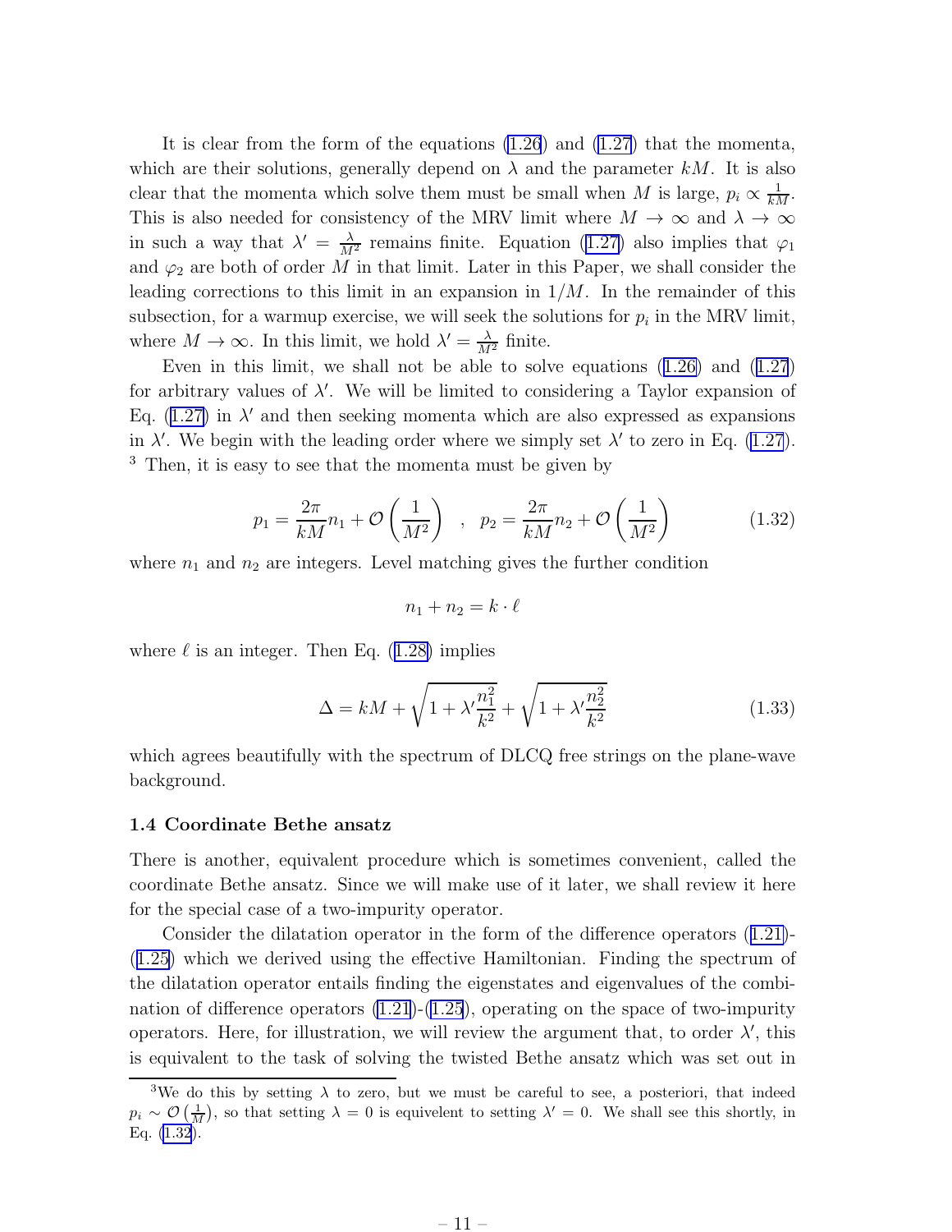It is clear from the form of the equations (1.26) and (1.27) that the momenta, which are their solutions, generally depend on $\lambda$ and the parameter $kM$. It is also clear that the momenta which solve them must be small when $M$ is large, $p_i \propto \frac{1}{kM}$. This is also needed for consistency of the MRV limit where $M \to \infty$ and $\lambda \to \infty$ in such a way that $\lambda' = \frac{\lambda}{M^2}$ remains finite. Equation (1.27) also implies that $\varphi_1$ and $\varphi_2$ are both of order $M$ in that limit. Later in this Paper, we shall consider the leading corrections to this limit in an expansion in $1/M$. In the remainder of this subsection, for a warmup exercise, we will seek the solutions for $p_i$ in the MRV limit, where $M \to \infty$. In this limit, we hold $\lambda' = \frac{\lambda}{M^2}$ finite.

Even in this limit, we shall not be able to solve equations (1.26) and (1.27) for arbitrary values of $\lambda'$. We will be limited to considering a Taylor expansion of Eq. (1.27) in $\lambda'$ and then seeking momenta which are also expressed as expansions in $\lambda'$. We begin with the leading order where we simply set $\lambda'$ to zero in Eq. (1.27). [3] Then, it is easy to see that the momenta must be given by

$$p_1 = \frac{2\pi}{kM} n_1 + \mathcal{O}\left(\frac{1}{M^2}\right) \quad , \quad p_2 = \frac{2\pi}{kM} n_2 + \mathcal{O}\left(\frac{1}{M^2}\right) \tag{1.32}$$

where $n_1$ and $n_2$ are integers. Level matching gives the further condition

$$n_1 + n_2 = k \cdot \ell$$

where $\ell$ is an integer. Then Eq. (1.28) implies

$$\Delta = kM + \sqrt{1 + \lambda' \frac{n_1^2}{k^2}} + \sqrt{1 + \lambda' \frac{n_2^2}{k^2}} \tag{1.33}$$

which agrees beautifully with the spectrum of DLCQ free strings on the plane-wave background.

### 1.4 Coordinate Bethe ansatz

There is another, equivalent procedure which is sometimes convenient, called the coordinate Bethe ansatz. Since we will make use of it later, we shall review it here for the special case of a two-impurity operator.

Consider the dilatation operator in the form of the difference operators (1.21)-(1.25) which we derived using the effective Hamiltonian. Finding the spectrum of the dilatation operator entails finding the eigenstates and eigenvalues of the combination of difference operators (1.21)-(1.25), operating on the space of two-impurity operators. Here, for illustration, we will review the argument that, to order $\lambda'$, this is equivalent to the task of solving the twisted Bethe ansatz which was set out in

---

[3] We do this by setting $\lambda$ to zero, but we must be careful to see, a posteriori, that indeed $p_i \sim \mathcal{O}\left(\frac{1}{M}\right)$, so that setting $\lambda = 0$ is equivelent to setting $\lambda' = 0$. We shall see this shortly, in Eq. (1.32).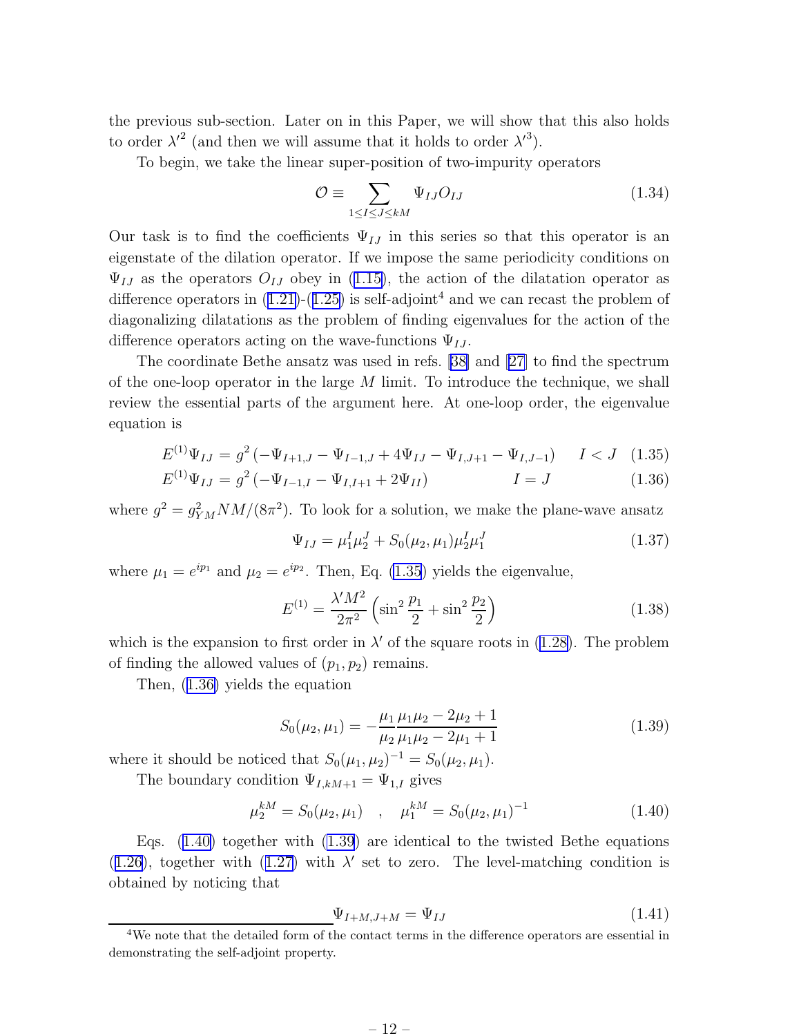the previous sub-section. Later on in this Paper, we will show that this also holds to order $\lambda'^2$ (and then we will assume that it holds to order $\lambda'^3$).

To begin, we take the linear super-position of two-impurity operators

$$\mathcal{O} \equiv \sum_{1 \leq I \leq J \leq kM} \Psi_{IJ} O_{IJ} \tag{1.34}$$

Our task is to find the coefficients $\Psi_{IJ}$ in this series so that this operator is an eigenstate of the dilation operator. If we impose the same periodicity conditions on $\Psi_{IJ}$ as the operators $O_{IJ}$ obey in (1.15), the action of the dilatation operator as difference operators in (1.21)-(1.25) is self-adjoint[4] and we can recast the problem of diagonalizing dilatations as the problem of finding eigenvalues for the action of the difference operators acting on the wave-functions $\Psi_{IJ}$.

The coordinate Bethe ansatz was used in refs. [38] and [27] to find the spectrum of the one-loop operator in the large $M$ limit. To introduce the technique, we shall review the essential parts of the argument here. At one-loop order, the eigenvalue equation is

$$E^{(1)}\Psi_{IJ} = g^2 \left(-\Psi_{I+1,J} - \Psi_{I-1,J} + 4\Psi_{IJ} - \Psi_{I,J+1} - \Psi_{I,J-1}\right) \qquad I < J \tag{1.35}$$

$$E^{(1)}\Psi_{IJ} = g^2 \left(-\Psi_{I-1,I} - \Psi_{I,I+1} + 2\Psi_{II}\right) \qquad I = J \tag{1.36}$$

where $g^2 = g_{YM}^2 NM/(8\pi^2)$. To look for a solution, we make the plane-wave ansatz

$$\Psi_{IJ} = \mu_1^I \mu_2^J + S_0(\mu_2, \mu_1)\mu_2^I \mu_1^J \tag{1.37}$$

where $\mu_1 = e^{ip_1}$ and $\mu_2 = e^{ip_2}$. Then, Eq. (1.35) yields the eigenvalue,

$$E^{(1)} = \frac{\lambda' M^2}{2\pi^2}\left(\sin^2\frac{p_1}{2} + \sin^2\frac{p_2}{2}\right) \tag{1.38}$$

which is the expansion to first order in $\lambda'$ of the square roots in (1.28). The problem of finding the allowed values of $(p_1, p_2)$ remains.

Then, (1.36) yields the equation

$$S_0(\mu_2, \mu_1) = -\frac{\mu_1}{\mu_2}\frac{\mu_1\mu_2 - 2\mu_2 + 1}{\mu_1\mu_2 - 2\mu_1 + 1} \tag{1.39}$$

where it should be noticed that $S_0(\mu_1, \mu_2)^{-1} = S_0(\mu_2, \mu_1)$.

The boundary condition $\Psi_{I,kM+1} = \Psi_{1,I}$ gives

$$\mu_2^{kM} = S_0(\mu_2, \mu_1) \quad , \quad \mu_1^{kM} = S_0(\mu_2, \mu_1)^{-1} \tag{1.40}$$

Eqs. (1.40) together with (1.39) are identical to the twisted Bethe equations (1.26), together with (1.27) with $\lambda'$ set to zero. The level-matching condition is obtained by noticing that

$$\Psi_{I+M,J+M} = \Psi_{IJ} \tag{1.41}$$

[4] We note that the detailed form of the contact terms in the difference operators are essential in demonstrating the self-adjoint property.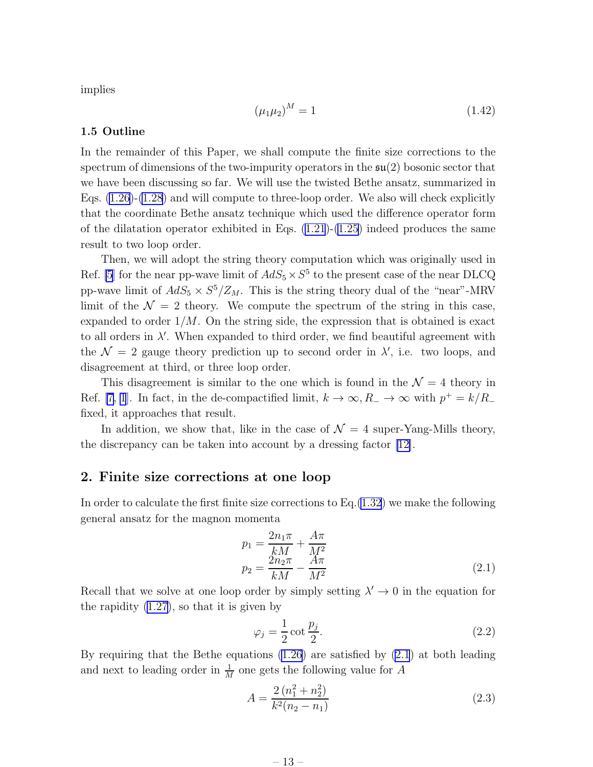implies

$$(\mu_1\mu_2)^M = 1 \tag{1.42}$$

### 1.5 Outline

In the remainder of this Paper, we shall compute the finite size corrections to the spectrum of dimensions of the two-impurity operators in the $\mathfrak{su}(2)$ bosonic sector that we have been discussing so far. We will use the twisted Bethe ansatz, summarized in Eqs. (1.26)-(1.28) and will compute to three-loop order. We also will check explicitly that the coordinate Bethe ansatz technique which used the difference operator form of the dilatation operator exhibited in Eqs. (1.21)-(1.25) indeed produces the same result to two loop order.

Then, we will adopt the string theory computation which was originally used in Ref. [5] for the near pp-wave limit of $AdS_5\times S^5$ to the present case of the near DLCQ pp-wave limit of $AdS_5\times S^5/Z_M$. This is the string theory dual of the "near"-MRV limit of the $\mathcal{N}=2$ theory. We compute the spectrum of the string in this case, expanded to order $1/M$. On the string side, the expression that is obtained is exact to all orders in $\lambda'$. When expanded to third order, we find beautiful agreement with the $\mathcal{N}=2$ gauge theory prediction up to second order in $\lambda'$, i.e. two loops, and disagreement at third, or three loop order.

This disagreement is similar to the one which is found in the $\mathcal{N}=4$ theory in Ref. [7, 1]. In fact, in the de-compactified limit, $k\to\infty, R_-\to\infty$ with $p^+=k/R_-$ fixed, it approaches that result.

In addition, we show that, like in the case of $\mathcal{N}=4$ super-Yang-Mills theory, the discrepancy can be taken into account by a dressing factor [12].

## 2. Finite size corrections at one loop

In order to calculate the first finite size corrections to Eq.(1.32) we make the following general ansatz for the magnon momenta

$$\begin{aligned} p_1 &= \frac{2n_1\pi}{kM}+\frac{A\pi}{M^2} \\ p_2 &= \frac{2n_2\pi}{kM}-\frac{A\pi}{M^2} \end{aligned} \tag{2.1}$$

Recall that we solve at one loop order by simply setting $\lambda'\to 0$ in the equation for the rapidity (1.27), so that it is given by

$$\varphi_j = \frac{1}{2}\cot\frac{p_j}{2}. \tag{2.2}$$

By requiring that the Bethe equations (1.26) are satisfied by (2.1) at both leading and next to leading order in $\frac{1}{M}$ one gets the following value for $A$

$$A = \frac{2\,(n_1^2+n_2^2)}{k^2(n_2-n_1)} \tag{2.3}$$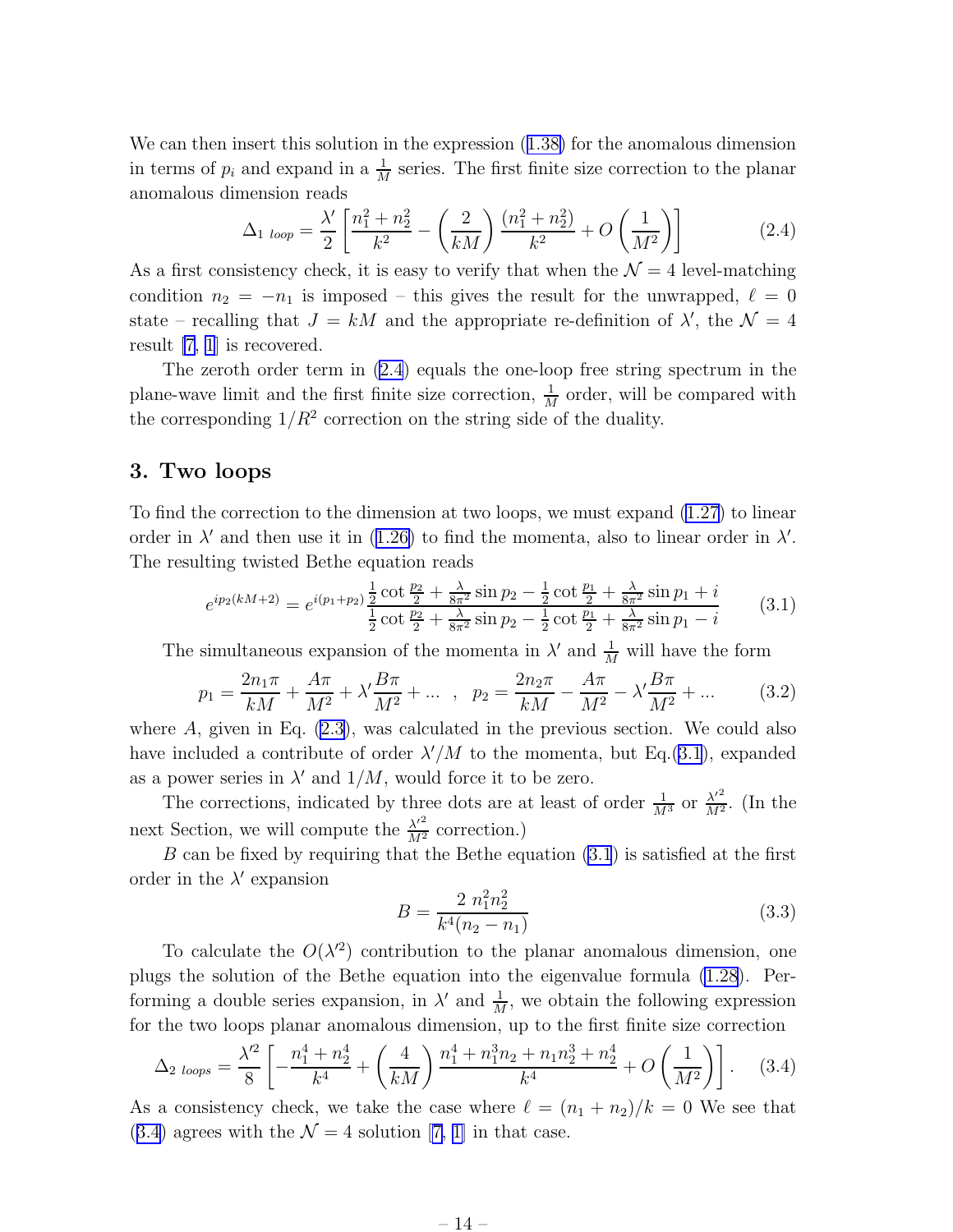We can then insert this solution in the expression (1.38) for the anomalous dimension in terms of $p_i$ and expand in a $\frac{1}{M}$ series. The first finite size correction to the planar anomalous dimension reads

$$\Delta_{1\ loop} = \frac{\lambda'}{2}\left[\frac{n_1^2+n_2^2}{k^2} - \left(\frac{2}{kM}\right)\frac{(n_1^2+n_2^2)}{k^2} + O\left(\frac{1}{M^2}\right)\right] \tag{2.4}$$

As a first consistency check, it is easy to verify that when the $\mathcal{N}=4$ level-matching condition $n_2=-n_1$ is imposed – this gives the result for the unwrapped, $\ell=0$ state – recalling that $J=kM$ and the appropriate re-definition of $\lambda'$, the $\mathcal{N}=4$ result [7, 1] is recovered.

The zeroth order term in (2.4) equals the one-loop free string spectrum in the plane-wave limit and the first finite size correction, $\frac{1}{M}$ order, will be compared with the corresponding $1/R^2$ correction on the string side of the duality.

## 3. Two loops

To find the correction to the dimension at two loops, we must expand (1.27) to linear order in $\lambda'$ and then use it in (1.26) to find the momenta, also to linear order in $\lambda'$. The resulting twisted Bethe equation reads

$$e^{ip_2(kM+2)} = e^{i(p_1+p_2)}\frac{\frac{1}{2}\cot\frac{p_2}{2}+\frac{\lambda}{8\pi^2}\sin p_2-\frac{1}{2}\cot\frac{p_1}{2}+\frac{\lambda}{8\pi^2}\sin p_1+i}{\frac{1}{2}\cot\frac{p_2}{2}+\frac{\lambda}{8\pi^2}\sin p_2-\frac{1}{2}\cot\frac{p_1}{2}+\frac{\lambda}{8\pi^2}\sin p_1-i} \tag{3.1}$$

The simultaneous expansion of the momenta in $\lambda'$ and $\frac{1}{M}$ will have the form

$$p_1 = \frac{2n_1\pi}{kM}+\frac{A\pi}{M^2}+\lambda'\frac{B\pi}{M^2}+\ldots \quad , \quad p_2 = \frac{2n_2\pi}{kM}-\frac{A\pi}{M^2}-\lambda'\frac{B\pi}{M^2}+\ldots \tag{3.2}$$

where $A$, given in Eq. (2.3), was calculated in the previous section. We could also have included a contribute of order $\lambda'/M$ to the momenta, but Eq.(3.1), expanded as a power series in $\lambda'$ and $1/M$, would force it to be zero.

The corrections, indicated by three dots are at least of order $\frac{1}{M^3}$ or $\frac{\lambda'^2}{M^2}$. (In the next Section, we will compute the $\frac{\lambda'^2}{M^2}$ correction.)

$B$ can be fixed by requiring that the Bethe equation (3.1) is satisfied at the first order in the $\lambda'$ expansion

$$B = \frac{2\ n_1^2 n_2^2}{k^4(n_2-n_1)} \tag{3.3}$$

To calculate the $O(\lambda'^2)$ contribution to the planar anomalous dimension, one plugs the solution of the Bethe equation into the eigenvalue formula (1.28). Performing a double series expansion, in $\lambda'$ and $\frac{1}{M}$, we obtain the following expression for the two loops planar anomalous dimension, up to the first finite size correction

$$\Delta_{2\ loops} = \frac{\lambda'^2}{8}\left[-\frac{n_1^4+n_2^4}{k^4}+\left(\frac{4}{kM}\right)\frac{n_1^4+n_1^3 n_2+n_1 n_2^3+n_2^4}{k^4}+O\left(\frac{1}{M^2}\right)\right]. \tag{3.4}$$

As a consistency check, we take the case where $\ell=(n_1+n_2)/k=0$ We see that (3.4) agrees with the $\mathcal{N}=4$ solution [7, 1] in that case.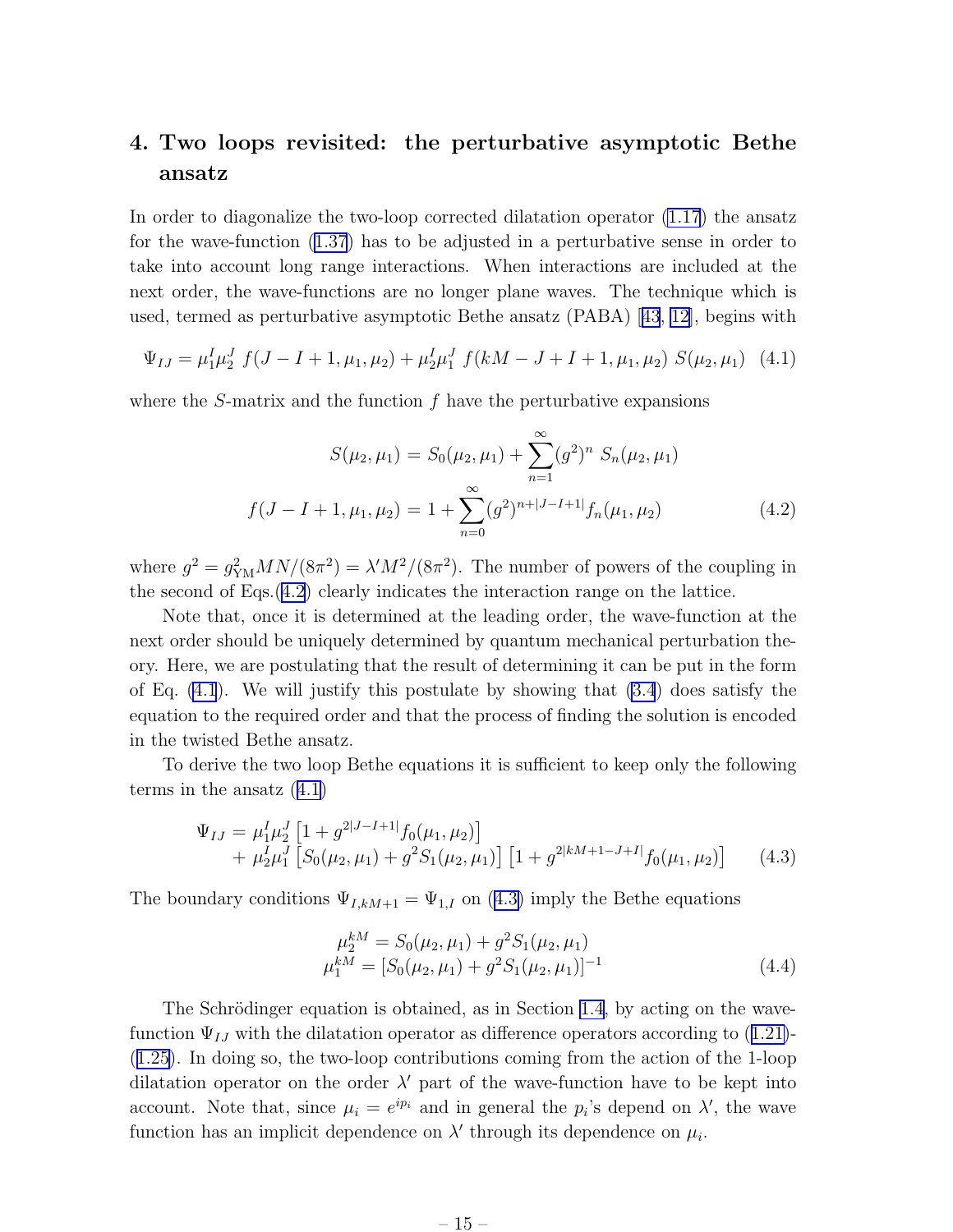# 4. Two loops revisited: the perturbative asymptotic Bethe ansatz

In order to diagonalize the two-loop corrected dilatation operator (1.17) the ansatz for the wave-function (1.37) has to be adjusted in a perturbative sense in order to take into account long range interactions. When interactions are included at the next order, the wave-functions are no longer plane waves. The technique which is used, termed as perturbative asymptotic Bethe ansatz (PABA) [43, 12], begins with

$$\Psi_{IJ} = \mu_1^I \mu_2^J \; f(J-I+1,\mu_1,\mu_2) + \mu_2^I \mu_1^J \; f(kM-J+I+1,\mu_1,\mu_2)\; S(\mu_2,\mu_1) \quad (4.1)$$

where the $S$-matrix and the function $f$ have the perturbative expansions

$$\begin{aligned} S(\mu_2,\mu_1) &= S_0(\mu_2,\mu_1) + \sum_{n=1}^{\infty} (g^2)^n \; S_n(\mu_2,\mu_1) \\ f(J-I+1,\mu_1,\mu_2) &= 1 + \sum_{n=0}^{\infty} (g^2)^{n+|J-I+1|} f_n(\mu_1,\mu_2) \end{aligned} \quad (4.2)$$

where $g^2 = g_{\rm YM}^2 MN/(8\pi^2) = \lambda' M^2/(8\pi^2)$. The number of powers of the coupling in the second of Eqs.(4.2) clearly indicates the interaction range on the lattice.

Note that, once it is determined at the leading order, the wave-function at the next order should be uniquely determined by quantum mechanical perturbation theory. Here, we are postulating that the result of determining it can be put in the form of Eq. (4.1). We will justify this postulate by showing that (3.4) does satisfy the equation to the required order and that the process of finding the solution is encoded in the twisted Bethe ansatz.

To derive the two loop Bethe equations it is sufficient to keep only the following terms in the ansatz (4.1)

$$\begin{aligned} \Psi_{IJ} &= \mu_1^I \mu_2^J \left[1 + g^{2|J-I+1|} f_0(\mu_1,\mu_2)\right] \\ &\quad + \mu_2^I \mu_1^J \left[S_0(\mu_2,\mu_1) + g^2 S_1(\mu_2,\mu_1)\right]\left[1 + g^{2|kM+1-J+I|} f_0(\mu_1,\mu_2)\right] \end{aligned} \quad (4.3)$$

The boundary conditions $\Psi_{I,kM+1} = \Psi_{1,I}$ on (4.3) imply the Bethe equations

$$\begin{aligned} \mu_2^{kM} &= S_0(\mu_2,\mu_1) + g^2 S_1(\mu_2,\mu_1) \\ \mu_1^{kM} &= \left[S_0(\mu_2,\mu_1) + g^2 S_1(\mu_2,\mu_1)\right]^{-1} \end{aligned} \quad (4.4)$$

The Schrödinger equation is obtained, as in Section 1.4, by acting on the wave-function $\Psi_{IJ}$ with the dilatation operator as difference operators according to (1.21)-(1.25). In doing so, the two-loop contributions coming from the action of the 1-loop dilatation operator on the order $\lambda'$ part of the wave-function have to be kept into account. Note that, since $\mu_i = e^{ip_i}$ and in general the $p_i$'s depend on $\lambda'$, the wave function has an implicit dependence on $\lambda'$ through its dependence on $\mu_i$.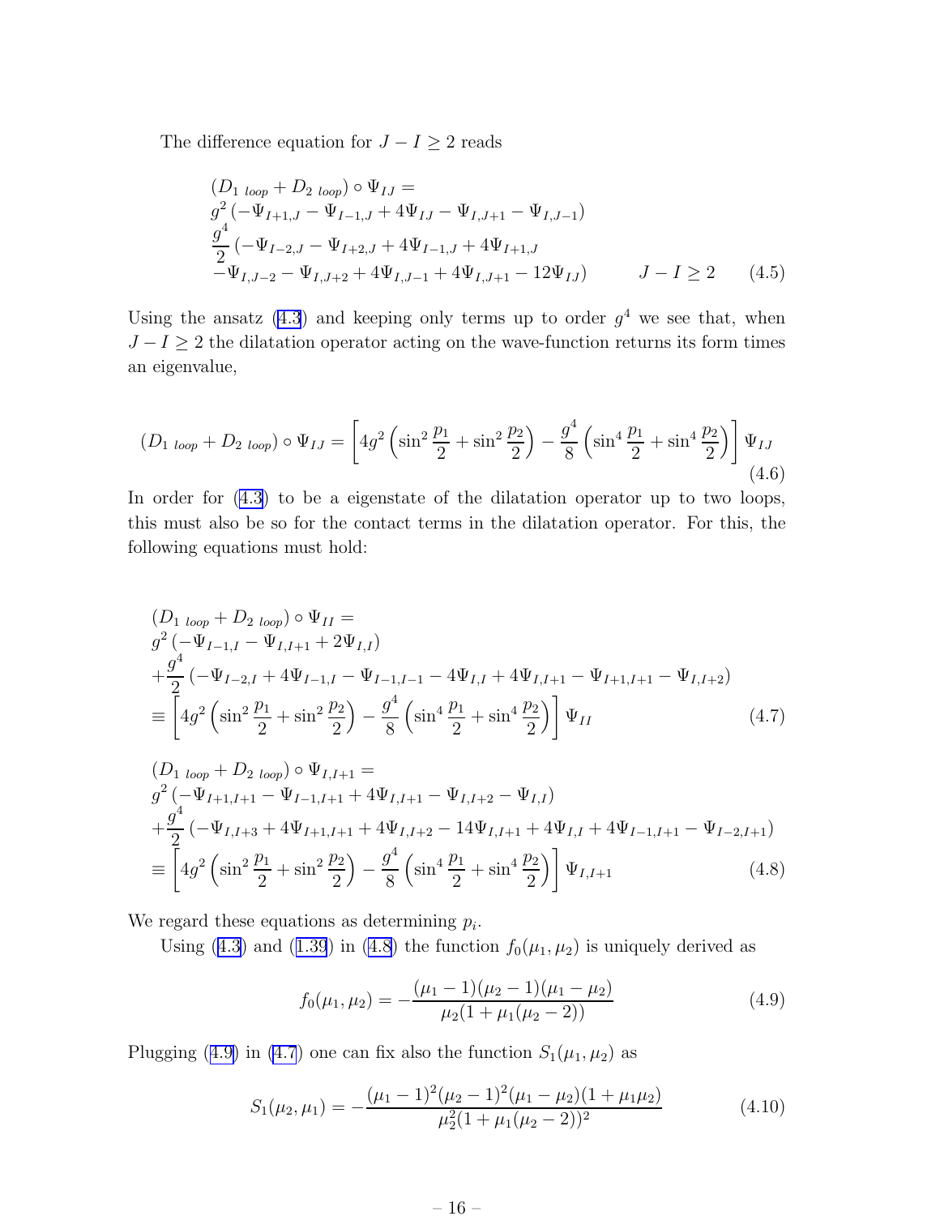The difference equation for $J - I \geq 2$ reads

$$
\begin{aligned}
&(D_{1\ loop} + D_{2\ loop}) \circ \Psi_{IJ} = \\
&g^2 \left(-\Psi_{I+1,J} - \Psi_{I-1,J} + 4\Psi_{IJ} - \Psi_{I,J+1} - \Psi_{I,J-1}\right) \\
&\frac{g^4}{2} \left(-\Psi_{I-2,J} - \Psi_{I+2,J} + 4\Psi_{I-1,J} + 4\Psi_{I+1,J}\right. \\
&\left.-\Psi_{I,J-2} - \Psi_{I,J+2} + 4\Psi_{I,J-1} + 4\Psi_{I,J+1} - 12\Psi_{IJ}\right) \qquad J - I \geq 2
\end{aligned}
\tag{4.5}
$$

Using the ansatz (4.3) and keeping only terms up to order $g^4$ we see that, when $J - I \geq 2$ the dilatation operator acting on the wave-function returns its form times an eigenvalue,

$$
(D_{1\ loop} + D_{2\ loop}) \circ \Psi_{IJ} = \left[4g^2 \left(\sin^2 \frac{p_1}{2} + \sin^2 \frac{p_2}{2}\right) - \frac{g^4}{8}\left(\sin^4 \frac{p_1}{2} + \sin^4 \frac{p_2}{2}\right)\right] \Psi_{IJ}
\tag{4.6}
$$

In order for (4.3) to be a eigenstate of the dilatation operator up to two loops, this must also be so for the contact terms in the dilatation operator. For this, the following equations must hold:

$$
\begin{aligned}
&(D_{1\ loop} + D_{2\ loop}) \circ \Psi_{II} = \\
&g^2 \left(-\Psi_{I-1,I} - \Psi_{I,I+1} + 2\Psi_{I,I}\right) \\
&+\frac{g^4}{2} \left(-\Psi_{I-2,I} + 4\Psi_{I-1,I} - \Psi_{I-1,I-1} - 4\Psi_{I,I} + 4\Psi_{I,I+1} - \Psi_{I+1,I+1} - \Psi_{I,I+2}\right) \\
&\equiv \left[4g^2 \left(\sin^2 \frac{p_1}{2} + \sin^2 \frac{p_2}{2}\right) - \frac{g^4}{8}\left(\sin^4 \frac{p_1}{2} + \sin^4 \frac{p_2}{2}\right)\right] \Psi_{II}
\end{aligned}
\tag{4.7}
$$

$$
\begin{aligned}
&(D_{1\ loop} + D_{2\ loop}) \circ \Psi_{I,I+1} = \\
&g^2 \left(-\Psi_{I+1,I+1} - \Psi_{I-1,I+1} + 4\Psi_{I,I+1} - \Psi_{I,I+2} - \Psi_{I,I}\right) \\
&+\frac{g^4}{2} \left(-\Psi_{I,I+3} + 4\Psi_{I+1,I+1} + 4\Psi_{I,I+2} - 14\Psi_{I,I+1} + 4\Psi_{I,I} + 4\Psi_{I-1,I+1} - \Psi_{I-2,I+1}\right) \\
&\equiv \left[4g^2 \left(\sin^2 \frac{p_1}{2} + \sin^2 \frac{p_2}{2}\right) - \frac{g^4}{8}\left(\sin^4 \frac{p_1}{2} + \sin^4 \frac{p_2}{2}\right)\right] \Psi_{I,I+1}
\end{aligned}
\tag{4.8}
$$

We regard these equations as determining $p_i$.

Using (4.3) and (1.39) in (4.8) the function $f_0(\mu_1, \mu_2)$ is uniquely derived as

$$
f_0(\mu_1, \mu_2) = -\frac{(\mu_1 - 1)(\mu_2 - 1)(\mu_1 - \mu_2)}{\mu_2(1 + \mu_1(\mu_2 - 2))}
\tag{4.9}
$$

Plugging (4.9) in (4.7) one can fix also the function $S_1(\mu_1, \mu_2)$ as

$$
S_1(\mu_2, \mu_1) = -\frac{(\mu_1 - 1)^2(\mu_2 - 1)^2(\mu_1 - \mu_2)(1 + \mu_1\mu_2)}{\mu_2^2(1 + \mu_1(\mu_2 - 2))^2}
\tag{4.10}
$$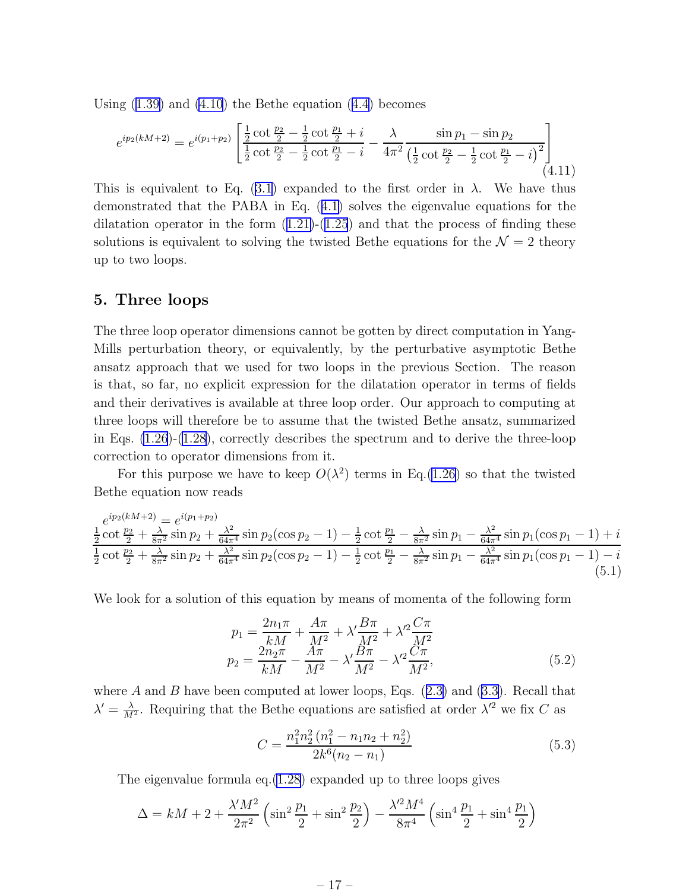Using (1.39) and (4.10) the Bethe equation (4.4) becomes

$$e^{ip_2(kM+2)} = e^{i(p_1+p_2)} \left[ \frac{\frac{1}{2}\cot\frac{p_2}{2} - \frac{1}{2}\cot\frac{p_1}{2} + i}{\frac{1}{2}\cot\frac{p_2}{2} - \frac{1}{2}\cot\frac{p_1}{2} - i} - \frac{\lambda}{4\pi^2} \frac{\sin p_1 - \sin p_2}{\left(\frac{1}{2}\cot\frac{p_2}{2} - \frac{1}{2}\cot\frac{p_1}{2} - i\right)^2} \right] \tag{4.11}$$

This is equivalent to Eq. (3.1) expanded to the first order in $\lambda$. We have thus demonstrated that the PABA in Eq. (4.1) solves the eigenvalue equations for the dilatation operator in the form (1.21)-(1.25) and that the process of finding these solutions is equivalent to solving the twisted Bethe equations for the $\mathcal{N} = 2$ theory up to two loops.

## 5. Three loops

The three loop operator dimensions cannot be gotten by direct computation in Yang-Mills perturbation theory, or equivalently, by the perturbative asymptotic Bethe ansatz approach that we used for two loops in the previous Section. The reason is that, so far, no explicit expression for the dilatation operator in terms of fields and their derivatives is available at three loop order. Our approach to computing at three loops will therefore be to assume that the twisted Bethe ansatz, summarized in Eqs. (1.26)-(1.28), correctly describes the spectrum and to derive the three-loop correction to operator dimensions from it.

For this purpose we have to keep $O(\lambda^2)$ terms in Eq.(1.26) so that the twisted Bethe equation now reads

$$e^{ip_2(kM+2)} = e^{i(p_1+p_2)} \frac{\frac{1}{2}\cot\frac{p_2}{2} + \frac{\lambda}{8\pi^2}\sin p_2 + \frac{\lambda^2}{64\pi^4}\sin p_2(\cos p_2 - 1) - \frac{1}{2}\cot\frac{p_1}{2} - \frac{\lambda}{8\pi^2}\sin p_1 - \frac{\lambda^2}{64\pi^4}\sin p_1(\cos p_1 - 1) + i}{\frac{1}{2}\cot\frac{p_2}{2} + \frac{\lambda}{8\pi^2}\sin p_2 + \frac{\lambda^2}{64\pi^4}\sin p_2(\cos p_2 - 1) - \frac{1}{2}\cot\frac{p_1}{2} - \frac{\lambda}{8\pi^2}\sin p_1 - \frac{\lambda^2}{64\pi^4}\sin p_1(\cos p_1 - 1) - i} \tag{5.1}$$

We look for a solution of this equation by means of momenta of the following form

$$\begin{aligned} p_1 &= \frac{2n_1\pi}{kM} + \frac{A\pi}{M^2} + \lambda'\frac{B\pi}{M^2} + \lambda'^2\frac{C\pi}{M^2} \\ p_2 &= \frac{2n_2\pi}{kM} - \frac{A\pi}{M^2} - \lambda'\frac{B\pi}{M^2} - \lambda'^2\frac{C\pi}{M^2}, \end{aligned} \tag{5.2}$$

where $A$ and $B$ have been computed at lower loops, Eqs. (2.3) and (3.3). Recall that $\lambda' = \frac{\lambda}{M^2}$. Requiring that the Bethe equations are satisfied at order $\lambda'^2$ we fix $C$ as

$$C = \frac{n_1^2 n_2^2 \left(n_1^2 - n_1 n_2 + n_2^2\right)}{2k^6(n_2 - n_1)} \tag{5.3}$$

The eigenvalue formula eq.(1.28) expanded up to three loops gives

$$\Delta = kM + 2 + \frac{\lambda' M^2}{2\pi^2}\left(\sin^2\frac{p_1}{2} + \sin^2\frac{p_2}{2}\right) - \frac{\lambda'^2 M^4}{8\pi^4}\left(\sin^4\frac{p_1}{2} + \sin^4\frac{p_1}{2}\right)$$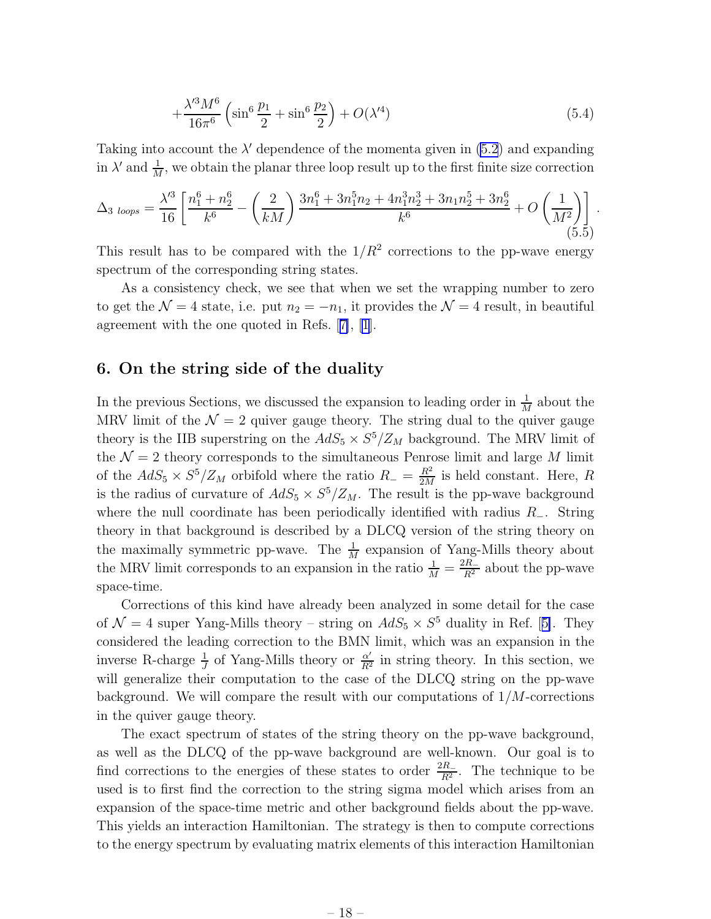$$+\frac{\lambda'^3 M^6}{16\pi^6}\left(\sin^6\frac{p_1}{2}+\sin^6\frac{p_2}{2}\right)+O(\lambda'^4) \tag{5.4}$$

Taking into account the $\lambda'$ dependence of the momenta given in (5.2) and expanding in $\lambda'$ and $\frac{1}{M}$, we obtain the planar three loop result up to the first finite size correction

$$\Delta_{3\ loops}=\frac{\lambda'^3}{16}\left[\frac{n_1^6+n_2^6}{k^6}-\left(\frac{2}{kM}\right)\frac{3n_1^6+3n_1^5n_2+4n_1^3n_2^3+3n_1n_2^5+3n_2^6}{k^6}+O\left(\frac{1}{M^2}\right)\right]. \tag{5.5}$$

This result has to be compared with the $1/R^2$ corrections to the pp-wave energy spectrum of the corresponding string states.

As a consistency check, we see that when we set the wrapping number to zero to get the $\mathcal{N}=4$ state, i.e. put $n_2=-n_1$, it provides the $\mathcal{N}=4$ result, in beautiful agreement with the one quoted in Refs. [7], [1].

## 6. On the string side of the duality

In the previous Sections, we discussed the expansion to leading order in $\frac{1}{M}$ about the MRV limit of the $\mathcal{N}=2$ quiver gauge theory. The string dual to the quiver gauge theory is the IIB superstring on the $AdS_5\times S^5/Z_M$ background. The MRV limit of the $\mathcal{N}=2$ theory corresponds to the simultaneous Penrose limit and large $M$ limit of the $AdS_5\times S^5/Z_M$ orbifold where the ratio $R_-=\frac{R^2}{2M}$ is held constant. Here, $R$ is the radius of curvature of $AdS_5\times S^5/Z_M$. The result is the pp-wave background where the null coordinate has been periodically identified with radius $R_-$. String theory in that background is described by a DLCQ version of the string theory on the maximally symmetric pp-wave. The $\frac{1}{M}$ expansion of Yang-Mills theory about the MRV limit corresponds to an expansion in the ratio $\frac{1}{M}=\frac{2R_-}{R^2}$ about the pp-wave space-time.

Corrections of this kind have already been analyzed in some detail for the case of $\mathcal{N}=4$ super Yang-Mills theory – string on $AdS_5\times S^5$ duality in Ref. [5]. They considered the leading correction to the BMN limit, which was an expansion in the inverse R-charge $\frac{1}{J}$ of Yang-Mills theory or $\frac{\alpha'}{R^2}$ in string theory. In this section, we will generalize their computation to the case of the DLCQ string on the pp-wave background. We will compare the result with our computations of $1/M$-corrections in the quiver gauge theory.

The exact spectrum of states of the string theory on the pp-wave background, as well as the DLCQ of the pp-wave background are well-known. Our goal is to find corrections to the energies of these states to order $\frac{2R_-}{R^2}$. The technique to be used is to first find the correction to the string sigma model which arises from an expansion of the space-time metric and other background fields about the pp-wave. This yields an interaction Hamiltonian. The strategy is then to compute corrections to the energy spectrum by evaluating matrix elements of this interaction Hamiltonian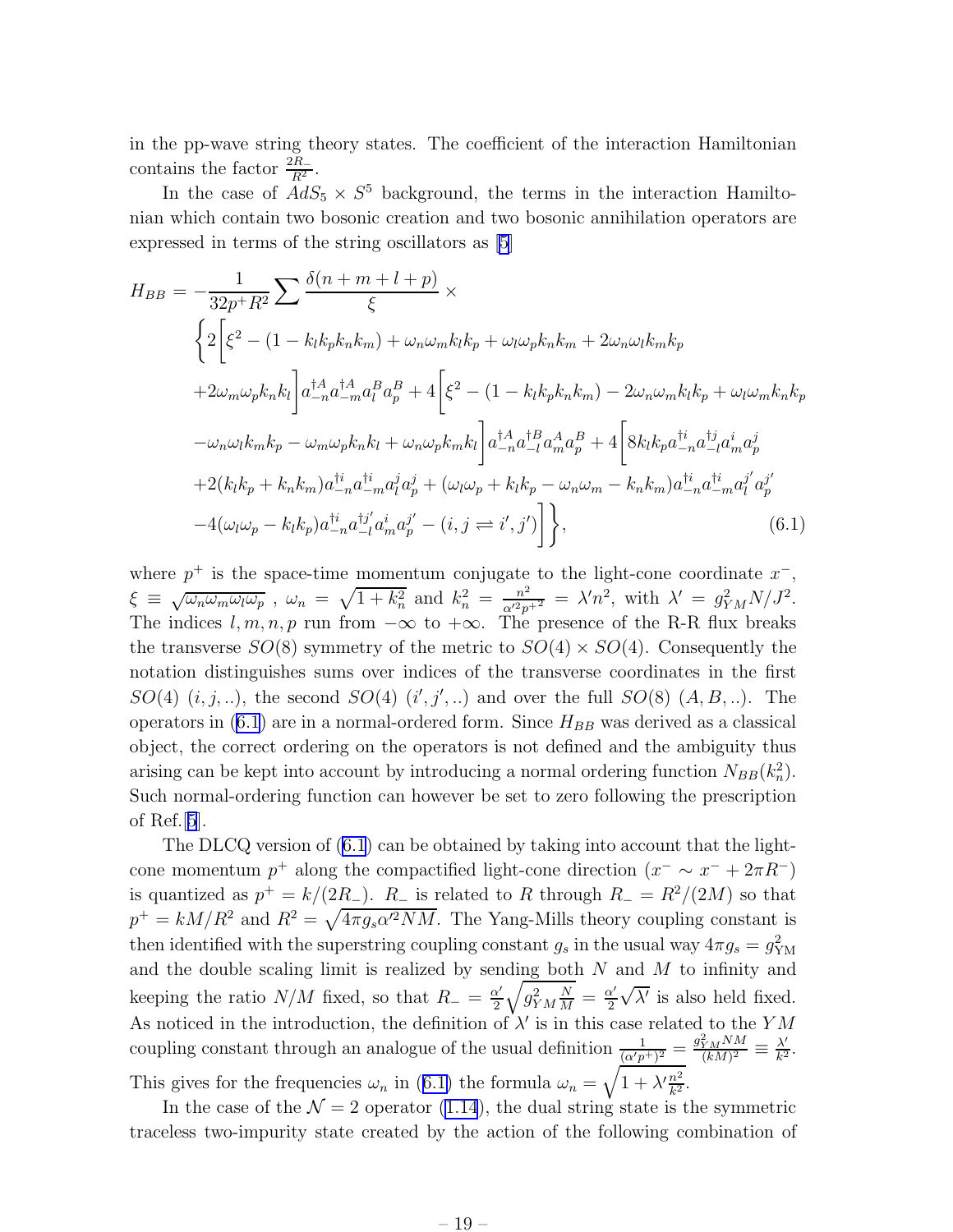in the pp-wave string theory states. The coefficient of the interaction Hamiltonian contains the factor $\frac{2R_-}{R^2}$.

In the case of $AdS_5 \times S^5$ background, the terms in the interaction Hamiltonian which contain two bosonic creation and two bosonic annihilation operators are expressed in terms of the string oscillators as [5]

$$
\begin{aligned}
H_{BB} = & -\frac{1}{32p^+R^2}\sum \frac{\delta(n+m+l+p)}{\xi}\times \\
& \Bigg\{ 2\Bigg[\xi^2 - (1-k_lk_pk_nk_m) + \omega_n\omega_m k_lk_p + \omega_l\omega_p k_nk_m + 2\omega_n\omega_l k_mk_p \\
& + 2\omega_m\omega_p k_nk_l\Bigg] a^{\dagger A}_{-n}a^{\dagger A}_{-m}a^B_l a^B_p + 4\Bigg[\xi^2 - (1-k_lk_pk_nk_m) - 2\omega_n\omega_m k_lk_p + \omega_l\omega_m k_nk_p \\
& - \omega_n\omega_l k_mk_p - \omega_m\omega_p k_nk_l + \omega_n\omega_p k_mk_l\Bigg] a^{\dagger A}_{-n}a^{\dagger B}_{-l}a^A_m a^B_p + 4\Bigg[8k_lk_p a^{\dagger i}_{-n}a^{\dagger j}_{-l}a^i_m a^j_p \\
& + 2(k_lk_p + k_nk_m)a^{\dagger i}_{-n}a^{\dagger i}_{-m}a^j_l a^j_p + (\omega_l\omega_p + k_lk_p - \omega_n\omega_m - k_nk_m)a^{\dagger i}_{-n}a^{\dagger i}_{-m}a^{j'}_l a^{j'}_p \\
& - 4(\omega_l\omega_p - k_lk_p)a^{\dagger i}_{-n}a^{\dagger j'}_{-l}a^i_m a^{j'}_p - (i,j \rightleftharpoons i',j')\Bigg]\Bigg\},
\end{aligned}
\tag{6.1}
$$

where $p^+$ is the space-time momentum conjugate to the light-cone coordinate $x^-$, $\xi \equiv \sqrt{\omega_n\omega_m\omega_l\omega_p}$ , $\omega_n = \sqrt{1+k_n^2}$ and $k_n^2 = \frac{n^2}{\alpha'^2 p^{+2}} = \lambda' n^2$, with $\lambda' = g^2_{YM}N/J^2$. The indices $l,m,n,p$ run from $-\infty$ to $+\infty$. The presence of the R-R flux breaks the transverse $SO(8)$ symmetry of the metric to $SO(4)\times SO(4)$. Consequently the notation distinguishes sums over indices of the transverse coordinates in the first $SO(4)$ $(i,j,..)$, the second $SO(4)$ $(i',j',..)$ and over the full $SO(8)$ $(A,B,..)$. The operators in (6.1) are in a normal-ordered form. Since $H_{BB}$ was derived as a classical object, the correct ordering on the operators is not defined and the ambiguity thus arising can be kept into account by introducing a normal ordering function $N_{BB}(k_n^2)$. Such normal-ordering function can however be set to zero following the prescription of Ref. [5].

The DLCQ version of (6.1) can be obtained by taking into account that the light-cone momentum $p^+$ along the compactified light-cone direction ($x^- \sim x^- + 2\pi R^-$) is quantized as $p^+ = k/(2R_-)$. $R_-$ is related to $R$ through $R_- = R^2/(2M)$ so that $p^+ = kM/R^2$ and $R^2 = \sqrt{4\pi g_s\alpha'^2 NM}$. The Yang-Mills theory coupling constant is then identified with the superstring coupling constant $g_s$ in the usual way $4\pi g_s = g^2_{\rm YM}$ and the double scaling limit is realized by sending both $N$ and $M$ to infinity and keeping the ratio $N/M$ fixed, so that $R_- = \frac{\alpha'}{2}\sqrt{g^2_{YM}\frac{N}{M}} = \frac{\alpha'}{2}\sqrt{\lambda'}$ is also held fixed. As noticed in the introduction, the definition of $\lambda'$ is in this case related to the $YM$ coupling constant through an analogue of the usual definition $\frac{1}{(\alpha' p^+)^2} = \frac{g^2_{YM}NM}{(kM)^2} \equiv \frac{\lambda'}{k^2}$. This gives for the frequencies $\omega_n$ in (6.1) the formula $\omega_n = \sqrt{1+\lambda'\frac{n^2}{k^2}}$.

In the case of the $\mathcal{N}=2$ operator (1.14), the dual string state is the symmetric traceless two-impurity state created by the action of the following combination of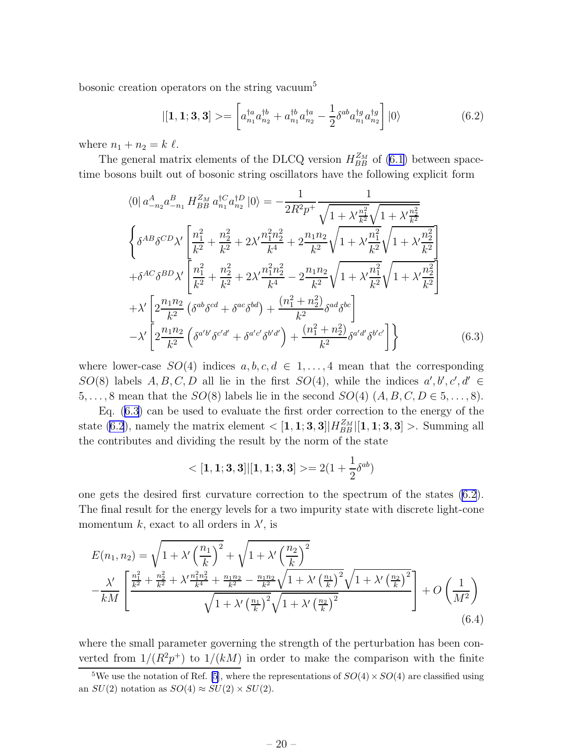bosonic creation operators on the string vacuum[5]

$$
|[\mathbf{1},\mathbf{1};\mathbf{3},\mathbf{3}]>=\left[a^{\dagger a}_{n_1}a^{\dagger b}_{n_2}+a^{\dagger b}_{n_1}a^{\dagger a}_{n_2}-\frac{1}{2}\delta^{ab}a^{\dagger g}_{n_1}a^{\dagger g}_{n_2}\right]|0\rangle \tag{6.2}
$$

where $n_1+n_2=k\ \ell$.

The general matrix elements of the DLCQ version $H^{Z_M}_{BB}$ of (6.1) between space-time bosons built out of bosonic string oscillators have the following explicit form

$$
\begin{aligned}
\langle 0|\, a^{A}_{-n_2}a^{B}_{-n_1}\, H^{Z_M}_{BB}\, a^{\dagger C}_{n_1}a^{\dagger D}_{n_2}\,|0\rangle &= -\frac{1}{2R^2p^+}\frac{1}{\sqrt{1+\lambda'\frac{n_1^2}{k^2}}\sqrt{1+\lambda'\frac{n_2^2}{k^2}}}\\
&\left\{\delta^{AB}\delta^{CD}\lambda'\left[\frac{n_1^2}{k^2}+\frac{n_2^2}{k^2}+2\lambda'\frac{n_1^2n_2^2}{k^4}+2\frac{n_1n_2}{k^2}\sqrt{1+\lambda'\frac{n_1^2}{k^2}}\sqrt{1+\lambda'\frac{n_2^2}{k^2}}\right]\right.\\
&+\delta^{AC}\delta^{BD}\lambda'\left[\frac{n_1^2}{k^2}+\frac{n_2^2}{k^2}+2\lambda'\frac{n_1^2n_2^2}{k^4}-2\frac{n_1n_2}{k^2}\sqrt{1+\lambda'\frac{n_1^2}{k^2}}\sqrt{1+\lambda'\frac{n_2^2}{k^2}}\right]\\
&+\lambda'\left[2\frac{n_1n_2}{k^2}\left(\delta^{ab}\delta^{cd}+\delta^{ac}\delta^{bd}\right)+\frac{(n_1^2+n_2^2)}{k^2}\delta^{ad}\delta^{bc}\right]\\
&\left.-\lambda'\left[2\frac{n_1n_2}{k^2}\left(\delta^{a'b'}\delta^{c'd'}+\delta^{a'c'}\delta^{b'd'}\right)+\frac{(n_1^2+n_2^2)}{k^2}\delta^{a'd'}\delta^{b'c'}\right]\right\}
\end{aligned} \tag{6.3}
$$

where lower-case $SO(4)$ indices $a,b,c,d\in 1,\ldots,4$ mean that the corresponding $SO(8)$ labels $A,B,C,D$ all lie in the first $SO(4)$, while the indices $a',b',c',d'\in 5,\ldots,8$ mean that the $SO(8)$ labels lie in the second $SO(4)$ ($A,B,C,D\in 5,\ldots,8$).

Eq. (6.3) can be used to evaluate the first order correction to the energy of the state (6.2), namely the matrix element $<[\mathbf{1},\mathbf{1};\mathbf{3},\mathbf{3}]|H^{Z_M}_{BB}|[\mathbf{1},\mathbf{1};\mathbf{3},\mathbf{3}]>$. Summing all the contributes and dividing the result by the norm of the state

$$
<[\mathbf{1},\mathbf{1};\mathbf{3},\mathbf{3}]|[\mathbf{1},\mathbf{1};\mathbf{3},\mathbf{3}]>=2(1+\frac{1}{2}\delta^{ab})
$$

one gets the desired first curvature correction to the spectrum of the states (6.2). The final result for the energy levels for a two impurity state with discrete light-cone momentum $k$, exact to all orders in $\lambda'$, is

$$
\begin{aligned}
E(n_1,n_2)&=\sqrt{1+\lambda'\left(\frac{n_1}{k}\right)^2}+\sqrt{1+\lambda'\left(\frac{n_2}{k}\right)^2}\\
&-\frac{\lambda'}{kM}\left[\frac{\frac{n_1^2}{k^2}+\frac{n_2^2}{k^2}+\lambda'\frac{n_1^2n_2^2}{k^4}+\frac{n_1n_2}{k^2}-\frac{n_1n_2}{k^2}\sqrt{1+\lambda'\left(\frac{n_1}{k}\right)^2}\sqrt{1+\lambda'\left(\frac{n_2}{k}\right)^2}}{\sqrt{1+\lambda'\left(\frac{n_1}{k}\right)^2}\sqrt{1+\lambda'\left(\frac{n_2}{k}\right)^2}}\right]+O\left(\frac{1}{M^2}\right)
\end{aligned} \tag{6.4}
$$

where the small parameter governing the strength of the perturbation has been converted from $1/(R^2p^+)$ to $1/(kM)$ in order to make the comparison with the finite

---

[5] We use the notation of Ref. [5], where the representations of $SO(4)\times SO(4)$ are classified using an $SU(2)$ notation as $SO(4)\approx SU(2)\times SU(2)$.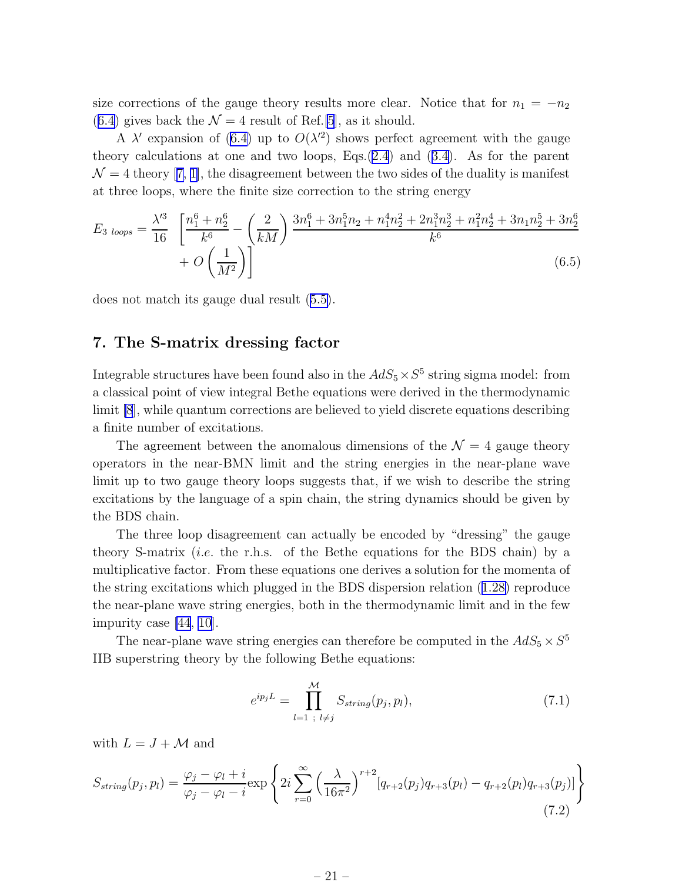size corrections of the gauge theory results more clear. Notice that for $n_1 = -n_2$ (6.4) gives back the $\mathcal{N} = 4$ result of Ref.[5], as it should.

A $\lambda'$ expansion of (6.4) up to $O(\lambda'^2)$ shows perfect agreement with the gauge theory calculations at one and two loops, Eqs.(2.4) and (3.4). As for the parent $\mathcal{N} = 4$ theory [7, 1], the disagreement between the two sides of the duality is manifest at three loops, where the finite size correction to the string energy

$$E_{3\ loops} = \frac{\lambda'^3}{16}\left[\frac{n_1^6+n_2^6}{k^6} - \left(\frac{2}{kM}\right)\frac{3n_1^6+3n_1^5n_2+n_1^4n_2^2+2n_1^3n_2^3+n_1^2n_2^4+3n_1n_2^5+3n_2^6}{k^6} + O\left(\frac{1}{M^2}\right)\right] \tag{6.5}$$

does not match its gauge dual result (5.5).

## 7. The S-matrix dressing factor

Integrable structures have been found also in the $AdS_5 \times S^5$ string sigma model: from a classical point of view integral Bethe equations were derived in the thermodynamic limit [8], while quantum corrections are believed to yield discrete equations describing a finite number of excitations.

The agreement between the anomalous dimensions of the $\mathcal{N} = 4$ gauge theory operators in the near-BMN limit and the string energies in the near-plane wave limit up to two gauge theory loops suggests that, if we wish to describe the string excitations by the language of a spin chain, the string dynamics should be given by the BDS chain.

The three loop disagreement can actually be encoded by "dressing" the gauge theory S-matrix (*i.e.* the r.h.s. of the Bethe equations for the BDS chain) by a multiplicative factor. From these equations one derives a solution for the momenta of the string excitations which plugged in the BDS dispersion relation (1.28) reproduce the near-plane wave string energies, both in the thermodynamic limit and in the few impurity case [44, 10].

The near-plane wave string energies can therefore be computed in the $AdS_5 \times S^5$ IIB superstring theory by the following Bethe equations:

$$e^{ip_jL} = \prod_{l=1\ ;\ l\neq j}^{\mathcal{M}} S_{string}(p_j, p_l), \tag{7.1}$$

with $L = J + \mathcal{M}$ and

$$S_{string}(p_j, p_l) = \frac{\varphi_j - \varphi_l + i}{\varphi_j - \varphi_l - i}\exp\left\{2i\sum_{r=0}^{\infty}\left(\frac{\lambda}{16\pi^2}\right)^{r+2}[q_{r+2}(p_j)q_{r+3}(p_l) - q_{r+2}(p_l)q_{r+3}(p_j)]\right\} \tag{7.2}$$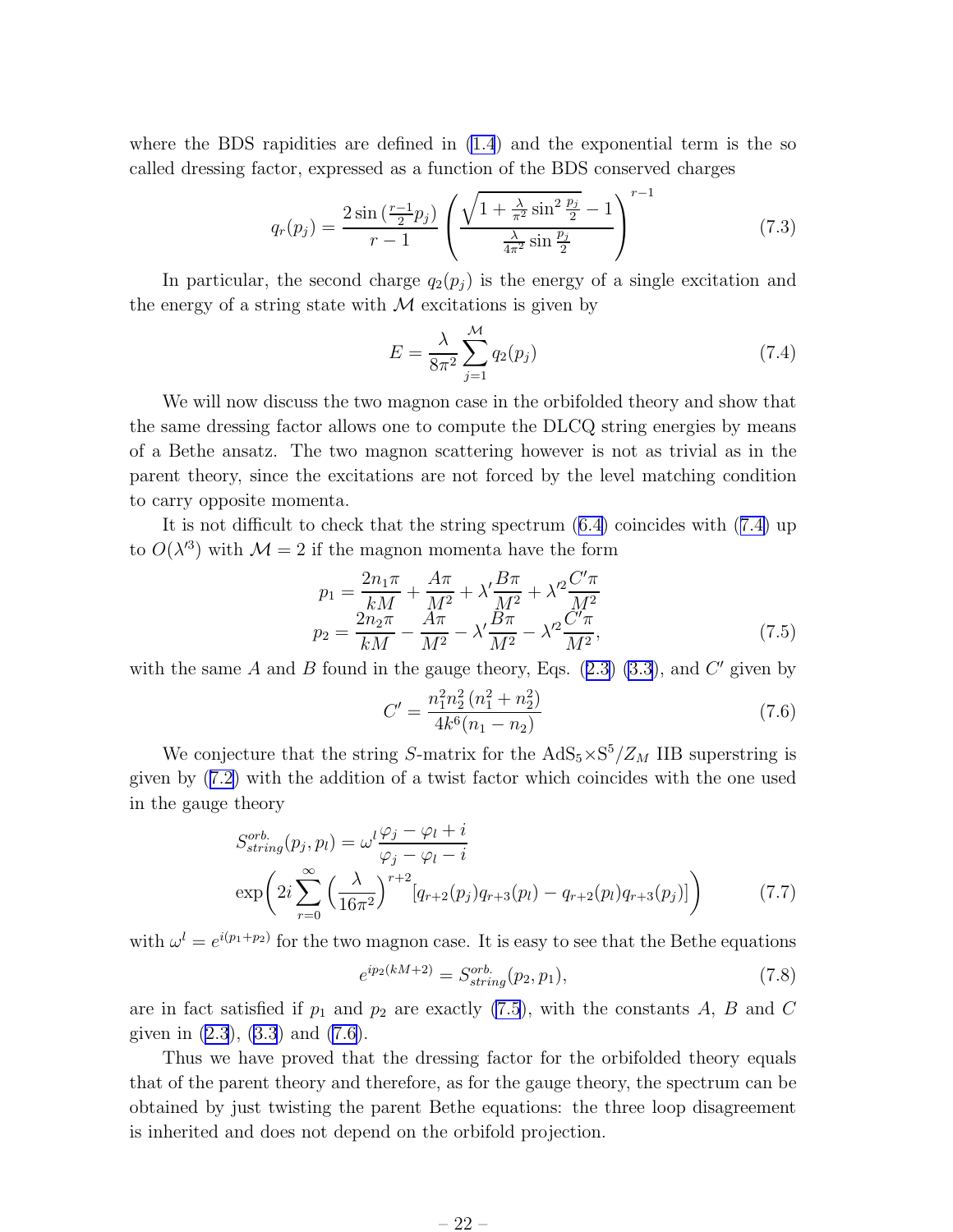where the BDS rapidities are defined in (1.4) and the exponential term is the so called dressing factor, expressed as a function of the BDS conserved charges

$$
q_r(p_j) = \frac{2\sin\left(\frac{r-1}{2}p_j\right)}{r-1}\left(\frac{\sqrt{1+\frac{\lambda}{\pi^2}\sin^2\frac{p_j}{2}}-1}{\frac{\lambda}{4\pi^2}\sin\frac{p_j}{2}}\right)^{r-1} \tag{7.3}
$$

In particular, the second charge $q_2(p_j)$ is the energy of a single excitation and the energy of a string state with $\mathcal{M}$ excitations is given by

$$
E = \frac{\lambda}{8\pi^2}\sum_{j=1}^{\mathcal{M}} q_2(p_j) \tag{7.4}
$$

We will now discuss the two magnon case in the orbifolded theory and show that the same dressing factor allows one to compute the DLCQ string energies by means of a Bethe ansatz. The two magnon scattering however is not as trivial as in the parent theory, since the excitations are not forced by the level matching condition to carry opposite momenta.

It is not difficult to check that the string spectrum (6.4) coincides with (7.4) up to $O(\lambda'^3)$ with $\mathcal{M}=2$ if the magnon momenta have the form

$$
\begin{aligned}
p_1 &= \frac{2n_1\pi}{kM} + \frac{A\pi}{M^2} + \lambda'\frac{B\pi}{M^2} + \lambda'^2\frac{C'\pi}{M^2} \\
p_2 &= \frac{2n_2\pi}{kM} - \frac{A\pi}{M^2} - \lambda'\frac{B\pi}{M^2} - \lambda'^2\frac{C'\pi}{M^2},
\end{aligned} \tag{7.5}
$$

with the same $A$ and $B$ found in the gauge theory, Eqs. (2.3) (3.3), and $C'$ given by

$$
C' = \frac{n_1^2 n_2^2\,(n_1^2+n_2^2)}{4k^6(n_1-n_2)} \tag{7.6}
$$

We conjecture that the string $S$-matrix for the $\mathrm{AdS}_5\times\mathrm{S}^5/Z_M$ IIB superstring is given by (7.2) with the addition of a twist factor which coincides with the one used in the gauge theory

$$
\begin{aligned}
S^{orb.}_{string}(p_j,p_l) &= \omega^l\frac{\varphi_j-\varphi_l+i}{\varphi_j-\varphi_l-i} \\
&\exp\left(2i\sum_{r=0}^{\infty}\left(\frac{\lambda}{16\pi^2}\right)^{r+2}\left[q_{r+2}(p_j)q_{r+3}(p_l)-q_{r+2}(p_l)q_{r+3}(p_j)\right]\right)
\end{aligned} \tag{7.7}
$$

with $\omega^l = e^{i(p_1+p_2)}$ for the two magnon case. It is easy to see that the Bethe equations

$$
e^{ip_2(kM+2)} = S^{orb.}_{string}(p_2,p_1), \tag{7.8}
$$

are in fact satisfied if $p_1$ and $p_2$ are exactly (7.5), with the constants $A$, $B$ and $C$ given in (2.3), (3.3) and (7.6).

Thus we have proved that the dressing factor for the orbifolded theory equals that of the parent theory and therefore, as for the gauge theory, the spectrum can be obtained by just twisting the parent Bethe equations: the three loop disagreement is inherited and does not depend on the orbifold projection.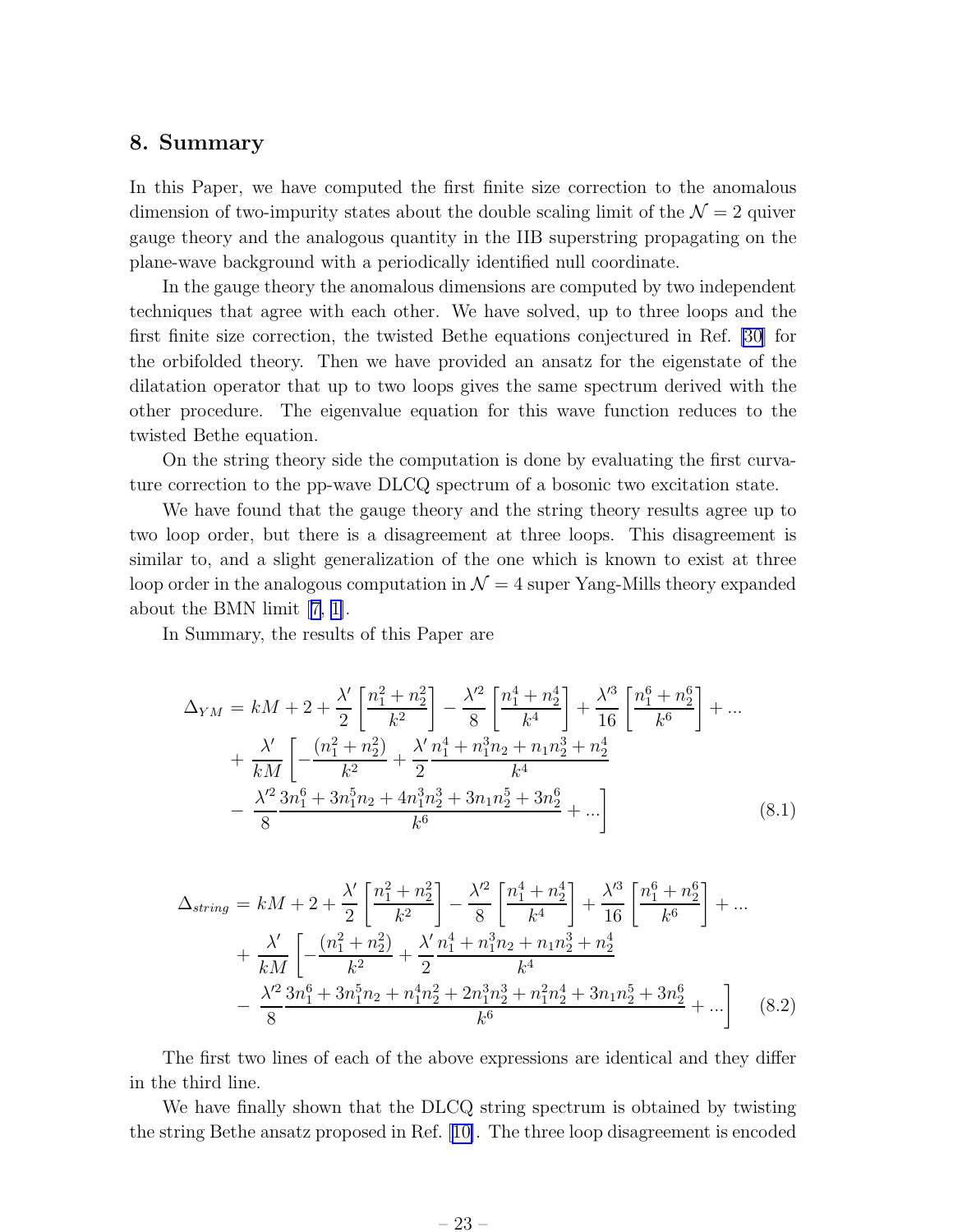## 8. Summary

In this Paper, we have computed the first finite size correction to the anomalous dimension of two-impurity states about the double scaling limit of the $\mathcal{N} = 2$ quiver gauge theory and the analogous quantity in the IIB superstring propagating on the plane-wave background with a periodically identified null coordinate.

In the gauge theory the anomalous dimensions are computed by two independent techniques that agree with each other. We have solved, up to three loops and the first finite size correction, the twisted Bethe equations conjectured in Ref. [30] for the orbifolded theory. Then we have provided an ansatz for the eigenstate of the dilatation operator that up to two loops gives the same spectrum derived with the other procedure. The eigenvalue equation for this wave function reduces to the twisted Bethe equation.

On the string theory side the computation is done by evaluating the first curvature correction to the pp-wave DLCQ spectrum of a bosonic two excitation state.

We have found that the gauge theory and the string theory results agree up to two loop order, but there is a disagreement at three loops. This disagreement is similar to, and a slight generalization of the one which is known to exist at three loop order in the analogous computation in $\mathcal{N} = 4$ super Yang-Mills theory expanded about the BMN limit [7, 1].

In Summary, the results of this Paper are

$$
\begin{aligned}
\Delta_{YM} = kM + 2 &+ \frac{\lambda'}{2}\left[\frac{n_1^2+n_2^2}{k^2}\right] - \frac{\lambda'^2}{8}\left[\frac{n_1^4+n_2^4}{k^4}\right] + \frac{\lambda'^3}{16}\left[\frac{n_1^6+n_2^6}{k^6}\right] + \ldots \\
&+ \frac{\lambda'}{kM}\left[-\frac{(n_1^2+n_2^2)}{k^2} + \frac{\lambda'}{2}\frac{n_1^4+n_1^3n_2+n_1n_2^3+n_2^4}{k^4}\right. \\
&\left. - \frac{\lambda'^2}{8}\frac{3n_1^6+3n_1^5n_2+4n_1^3n_2^3+3n_1n_2^5+3n_2^6}{k^6} + \ldots\right]
\end{aligned}
\tag{8.1}
$$

$$
\begin{aligned}
\Delta_{string} = kM + 2 &+ \frac{\lambda'}{2}\left[\frac{n_1^2+n_2^2}{k^2}\right] - \frac{\lambda'^2}{8}\left[\frac{n_1^4+n_2^4}{k^4}\right] + \frac{\lambda'^3}{16}\left[\frac{n_1^6+n_2^6}{k^6}\right] + \ldots \\
&+ \frac{\lambda'}{kM}\left[-\frac{(n_1^2+n_2^2)}{k^2} + \frac{\lambda'}{2}\frac{n_1^4+n_1^3n_2+n_1n_2^3+n_2^4}{k^4}\right. \\
&\left. - \frac{\lambda'^2}{8}\frac{3n_1^6+3n_1^5n_2+n_1^4n_2^2+2n_1^3n_2^3+n_1^2n_2^4+3n_1n_2^5+3n_2^6}{k^6} + \ldots\right]
\end{aligned}
\tag{8.2}
$$

The first two lines of each of the above expressions are identical and they differ in the third line.

We have finally shown that the DLCQ string spectrum is obtained by twisting the string Bethe ansatz proposed in Ref. [10]. The three loop disagreement is encoded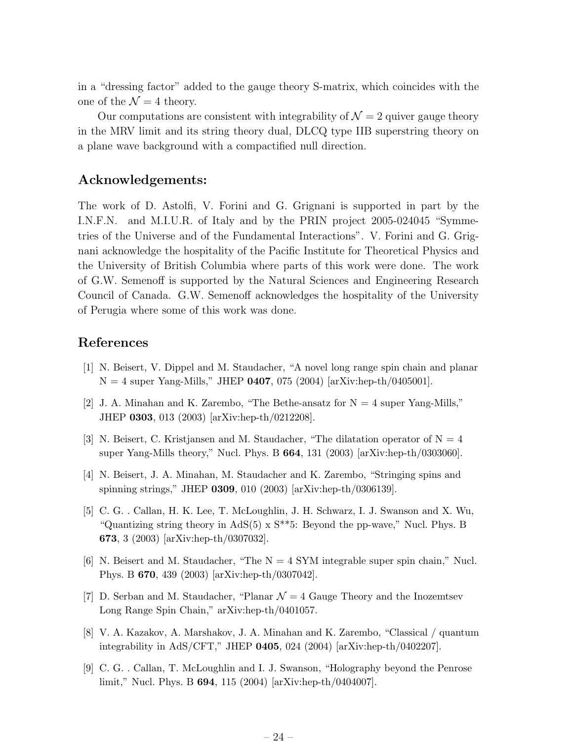in a "dressing factor" added to the gauge theory S-matrix, which coincides with the one of the $\mathcal{N} = 4$ theory.

Our computations are consistent with integrability of $\mathcal{N} = 2$ quiver gauge theory in the MRV limit and its string theory dual, DLCQ type IIB superstring theory on a plane wave background with a compactified null direction.

## Acknowledgements:

The work of D. Astolfi, V. Forini and G. Grignani is supported in part by the I.N.F.N. and M.I.U.R. of Italy and by the PRIN project 2005-024045 "Symmetries of the Universe and of the Fundamental Interactions". V. Forini and G. Grignani acknowledge the hospitality of the Pacific Institute for Theoretical Physics and the University of British Columbia where parts of this work were done. The work of G.W. Semenoff is supported by the Natural Sciences and Engineering Research Council of Canada. G.W. Semenoff acknowledges the hospitality of the University of Perugia where some of this work was done.

## References

[1] N. Beisert, V. Dippel and M. Staudacher, "A novel long range spin chain and planar N = 4 super Yang-Mills," JHEP **0407**, 075 (2004) [arXiv:hep-th/0405001].

[2] J. A. Minahan and K. Zarembo, "The Bethe-ansatz for N = 4 super Yang-Mills," JHEP **0303**, 013 (2003) [arXiv:hep-th/0212208].

[3] N. Beisert, C. Kristjansen and M. Staudacher, "The dilatation operator of N = 4 super Yang-Mills theory," Nucl. Phys. B **664**, 131 (2003) [arXiv:hep-th/0303060].

[4] N. Beisert, J. A. Minahan, M. Staudacher and K. Zarembo, "Stringing spins and spinning strings," JHEP **0309**, 010 (2003) [arXiv:hep-th/0306139].

[5] C. G. . Callan, H. K. Lee, T. McLoughlin, J. H. Schwarz, I. J. Swanson and X. Wu, "Quantizing string theory in AdS(5) x S**5: Beyond the pp-wave," Nucl. Phys. B **673**, 3 (2003) [arXiv:hep-th/0307032].

[6] N. Beisert and M. Staudacher, "The N = 4 SYM integrable super spin chain," Nucl. Phys. B **670**, 439 (2003) [arXiv:hep-th/0307042].

[7] D. Serban and M. Staudacher, "Planar $\mathcal{N} = 4$ Gauge Theory and the Inozemtsev Long Range Spin Chain," arXiv:hep-th/0401057.

[8] V. A. Kazakov, A. Marshakov, J. A. Minahan and K. Zarembo, "Classical / quantum integrability in AdS/CFT," JHEP **0405**, 024 (2004) [arXiv:hep-th/0402207].

[9] C. G. . Callan, T. McLoughlin and I. J. Swanson, "Holography beyond the Penrose limit," Nucl. Phys. B **694**, 115 (2004) [arXiv:hep-th/0404007].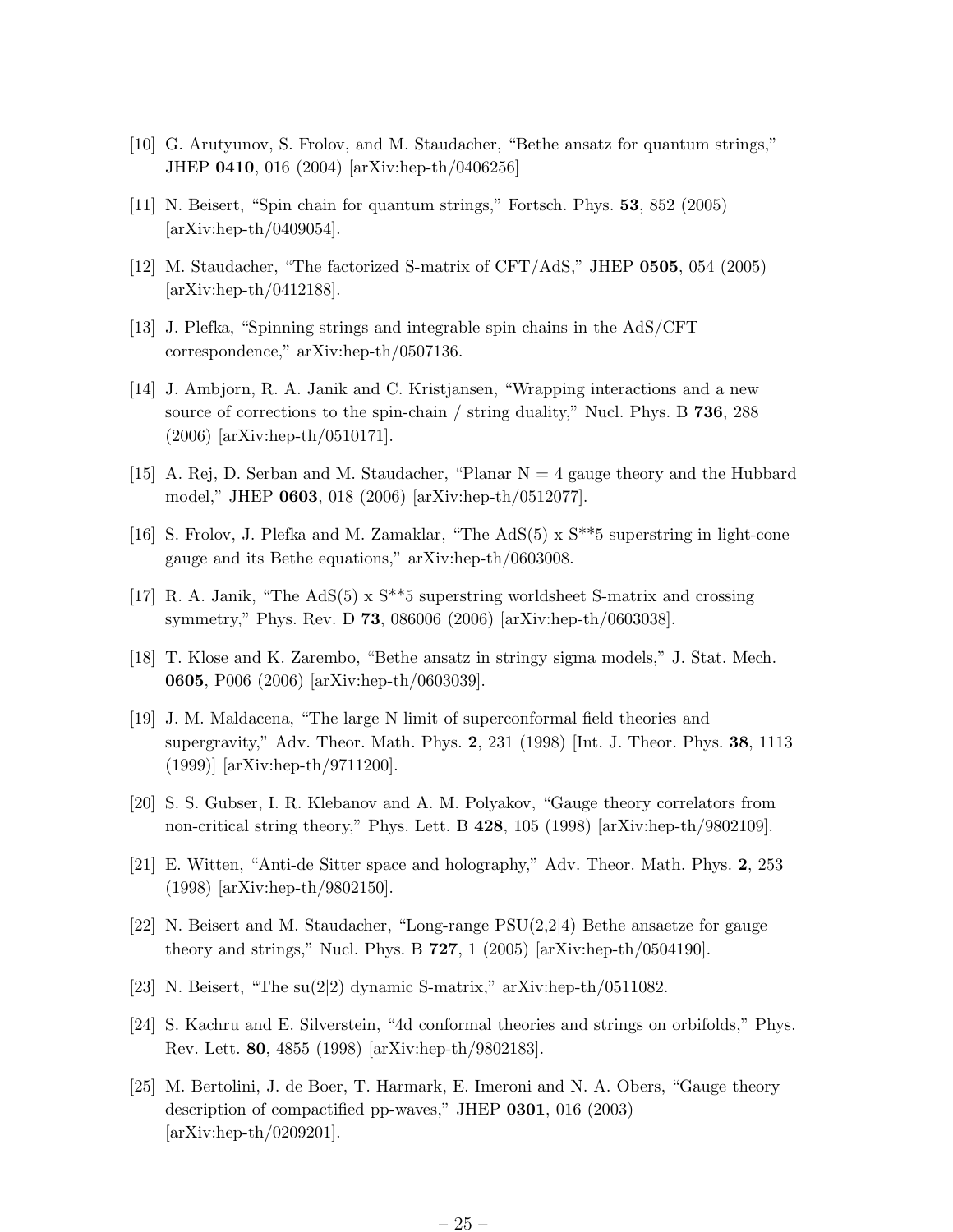[10] G. Arutyunov, S. Frolov, and M. Staudacher, "Bethe ansatz for quantum strings," JHEP **0410**, 016 (2004) [arXiv:hep-th/0406256]

[11] N. Beisert, "Spin chain for quantum strings," Fortsch. Phys. **53**, 852 (2005) [arXiv:hep-th/0409054].

[12] M. Staudacher, "The factorized S-matrix of CFT/AdS," JHEP **0505**, 054 (2005) [arXiv:hep-th/0412188].

[13] J. Plefka, "Spinning strings and integrable spin chains in the AdS/CFT correspondence," arXiv:hep-th/0507136.

[14] J. Ambjorn, R. A. Janik and C. Kristjansen, "Wrapping interactions and a new source of corrections to the spin-chain / string duality," Nucl. Phys. B **736**, 288 (2006) [arXiv:hep-th/0510171].

[15] A. Rej, D. Serban and M. Staudacher, "Planar N = 4 gauge theory and the Hubbard model," JHEP **0603**, 018 (2006) [arXiv:hep-th/0512077].

[16] S. Frolov, J. Plefka and M. Zamaklar, "The AdS(5) x S**5 superstring in light-cone gauge and its Bethe equations," arXiv:hep-th/0603008.

[17] R. A. Janik, "The AdS(5) x S**5 superstring worldsheet S-matrix and crossing symmetry," Phys. Rev. D **73**, 086006 (2006) [arXiv:hep-th/0603038].

[18] T. Klose and K. Zarembo, "Bethe ansatz in stringy sigma models," J. Stat. Mech. **0605**, P006 (2006) [arXiv:hep-th/0603039].

[19] J. M. Maldacena, "The large N limit of superconformal field theories and supergravity," Adv. Theor. Math. Phys. **2**, 231 (1998) [Int. J. Theor. Phys. **38**, 1113 (1999)] [arXiv:hep-th/9711200].

[20] S. S. Gubser, I. R. Klebanov and A. M. Polyakov, "Gauge theory correlators from non-critical string theory," Phys. Lett. B **428**, 105 (1998) [arXiv:hep-th/9802109].

[21] E. Witten, "Anti-de Sitter space and holography," Adv. Theor. Math. Phys. **2**, 253 (1998) [arXiv:hep-th/9802150].

[22] N. Beisert and M. Staudacher, "Long-range PSU(2,2|4) Bethe ansaetze for gauge theory and strings," Nucl. Phys. B **727**, 1 (2005) [arXiv:hep-th/0504190].

[23] N. Beisert, "The su(2|2) dynamic S-matrix," arXiv:hep-th/0511082.

[24] S. Kachru and E. Silverstein, "4d conformal theories and strings on orbifolds," Phys. Rev. Lett. **80**, 4855 (1998) [arXiv:hep-th/9802183].

[25] M. Bertolini, J. de Boer, T. Harmark, E. Imeroni and N. A. Obers, "Gauge theory description of compactified pp-waves," JHEP **0301**, 016 (2003) [arXiv:hep-th/0209201].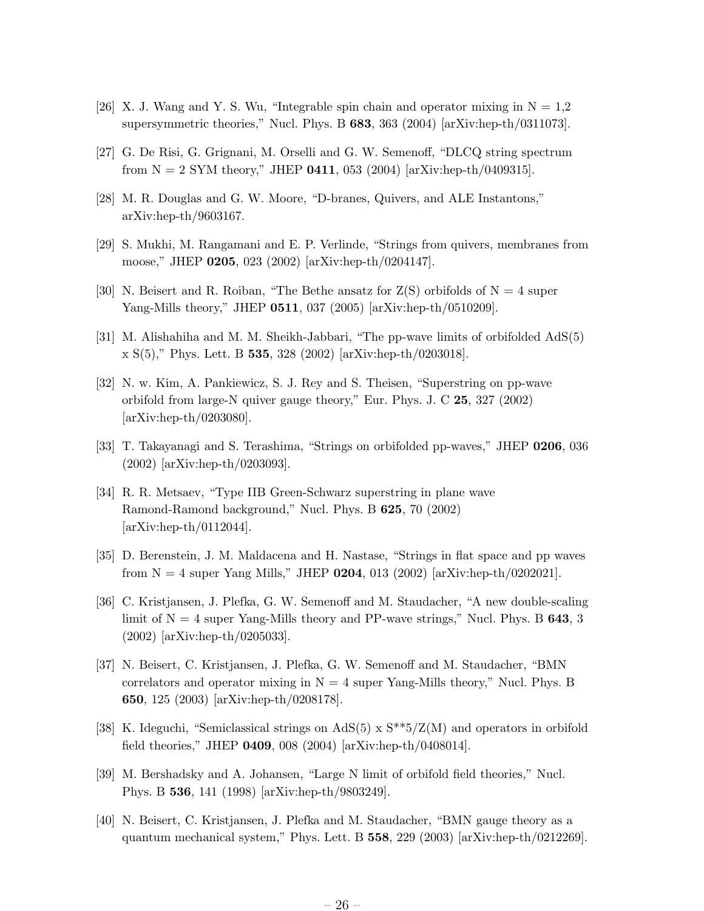[26] X. J. Wang and Y. S. Wu, “Integrable spin chain and operator mixing in N = 1,2 supersymmetric theories,” Nucl. Phys. B **683**, 363 (2004) [arXiv:hep-th/0311073].

[27] G. De Risi, G. Grignani, M. Orselli and G. W. Semenoff, “DLCQ string spectrum from N = 2 SYM theory,” JHEP **0411**, 053 (2004) [arXiv:hep-th/0409315].

[28] M. R. Douglas and G. W. Moore, “D-branes, Quivers, and ALE Instantons,” arXiv:hep-th/9603167.

[29] S. Mukhi, M. Rangamani and E. P. Verlinde, “Strings from quivers, membranes from moose,” JHEP **0205**, 023 (2002) [arXiv:hep-th/0204147].

[30] N. Beisert and R. Roiban, “The Bethe ansatz for Z(S) orbifolds of N = 4 super Yang-Mills theory,” JHEP **0511**, 037 (2005) [arXiv:hep-th/0510209].

[31] M. Alishahiha and M. M. Sheikh-Jabbari, “The pp-wave limits of orbifolded AdS(5) x S(5),” Phys. Lett. B **535**, 328 (2002) [arXiv:hep-th/0203018].

[32] N. w. Kim, A. Pankiewicz, S. J. Rey and S. Theisen, “Superstring on pp-wave orbifold from large-N quiver gauge theory,” Eur. Phys. J. C **25**, 327 (2002) [arXiv:hep-th/0203080].

[33] T. Takayanagi and S. Terashima, “Strings on orbifolded pp-waves,” JHEP **0206**, 036 (2002) [arXiv:hep-th/0203093].

[34] R. R. Metsaev, “Type IIB Green-Schwarz superstring in plane wave Ramond-Ramond background,” Nucl. Phys. B **625**, 70 (2002) [arXiv:hep-th/0112044].

[35] D. Berenstein, J. M. Maldacena and H. Nastase, “Strings in flat space and pp waves from N = 4 super Yang Mills,” JHEP **0204**, 013 (2002) [arXiv:hep-th/0202021].

[36] C. Kristjansen, J. Plefka, G. W. Semenoff and M. Staudacher, “A new double-scaling limit of N = 4 super Yang-Mills theory and PP-wave strings,” Nucl. Phys. B **643**, 3 (2002) [arXiv:hep-th/0205033].

[37] N. Beisert, C. Kristjansen, J. Plefka, G. W. Semenoff and M. Staudacher, “BMN correlators and operator mixing in N = 4 super Yang-Mills theory,” Nucl. Phys. B **650**, 125 (2003) [arXiv:hep-th/0208178].

[38] K. Ideguchi, “Semiclassical strings on AdS(5) x S**5/Z(M) and operators in orbifold field theories,” JHEP **0409**, 008 (2004) [arXiv:hep-th/0408014].

[39] M. Bershadsky and A. Johansen, “Large N limit of orbifold field theories,” Nucl. Phys. B **536**, 141 (1998) [arXiv:hep-th/9803249].

[40] N. Beisert, C. Kristjansen, J. Plefka and M. Staudacher, “BMN gauge theory as a quantum mechanical system,” Phys. Lett. B **558**, 229 (2003) [arXiv:hep-th/0212269].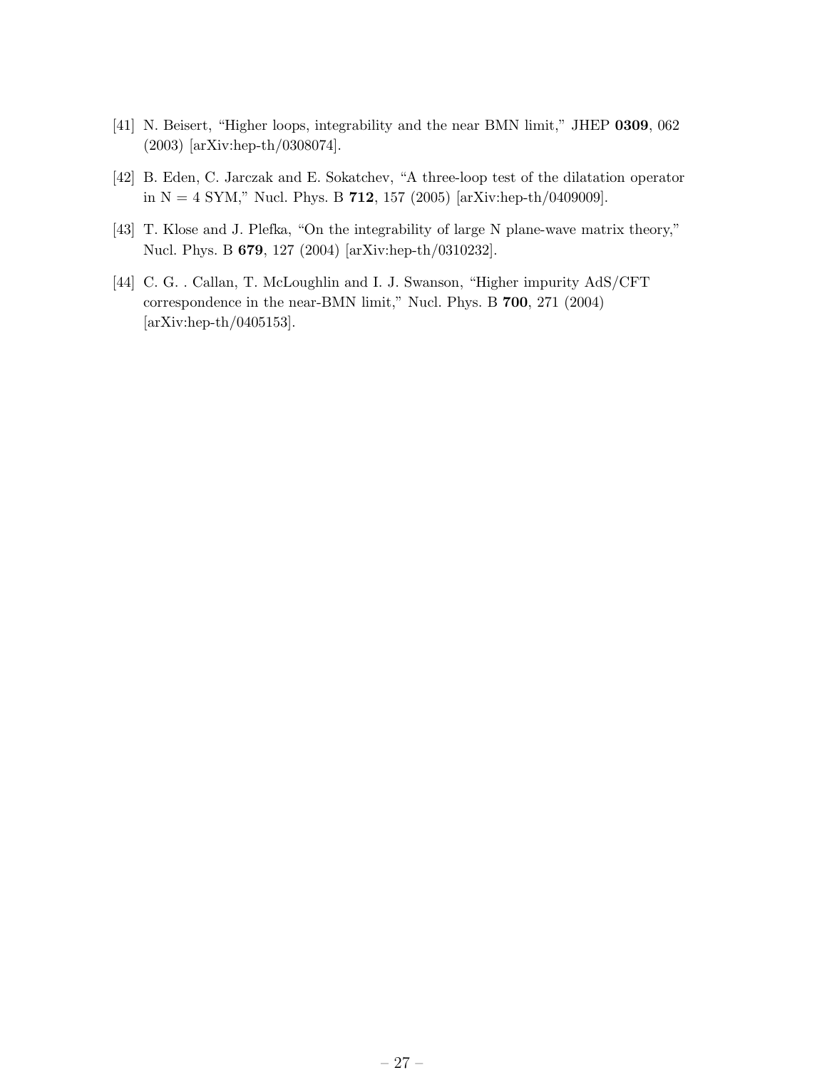[41] N. Beisert, "Higher loops, integrability and the near BMN limit," JHEP **0309**, 062 (2003) [arXiv:hep-th/0308074].

[42] B. Eden, C. Jarczak and E. Sokatchev, "A three-loop test of the dilatation operator in N = 4 SYM," Nucl. Phys. B **712**, 157 (2005) [arXiv:hep-th/0409009].

[43] T. Klose and J. Plefka, "On the integrability of large N plane-wave matrix theory," Nucl. Phys. B **679**, 127 (2004) [arXiv:hep-th/0310232].

[44] C. G. . Callan, T. McLoughlin and I. J. Swanson, "Higher impurity AdS/CFT correspondence in the near-BMN limit," Nucl. Phys. B **700**, 271 (2004) [arXiv:hep-th/0405153].